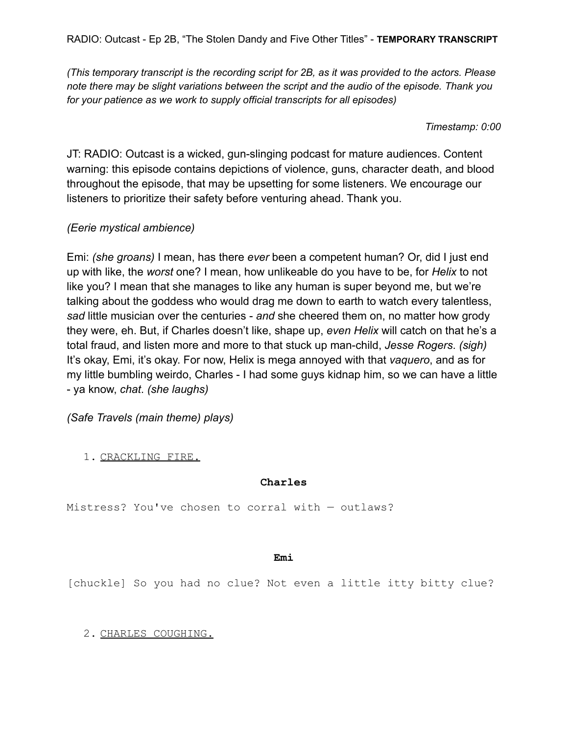RADIO: Outcast - Ep 2B, "The Stolen Dandy and Five Other Titles" - **TEMPORARY TRANSCRIPT**

*(This temporary transcript is the recording script for 2B, as it was provided to the actors. Please note there may be slight variations between the script and the audio of the episode. Thank you for your patience as we work to supply official transcripts for all episodes)*

*Timestamp: 0:00*

JT: RADIO: Outcast is a wicked, gun-slinging podcast for mature audiences. Content warning: this episode contains depictions of violence, guns, character death, and blood throughout the episode, that may be upsetting for some listeners. We encourage our listeners to prioritize their safety before venturing ahead. Thank you.

*(Eerie mystical ambience)*

Emi: *(she groans)* I mean, has there *ever* been a competent human? Or, did I just end up with like, the *worst* one? I mean, how unlikeable do you have to be, for *Helix* to not like you? I mean that she manages to like any human is super beyond me, but we're talking about the goddess who would drag me down to earth to watch every talentless, *sad* little musician over the centuries - *and* she cheered them on, no matter how grody they were, eh. But, if Charles doesn't like, shape up, *even Helix* will catch on that he's a total fraud, and listen more and more to that stuck up man-child, *Jesse Rogers*. *(sigh)* It's okay, Emi, it's okay. For now, Helix is mega annoyed with that *vaquero*, and as for my little bumbling weirdo, Charles - I had some guys kidnap him, so we can have a little - ya know, *chat*. *(she laughs)*

*(Safe Travels (main theme) plays)*

1. CRACKLING FIRE.

**Charles**

Mistress? You've chosen to corral with — outlaws?

**Emi**

[chuckle] So you had no clue? Not even a little itty bitty clue?

2. CHARLES COUGHING.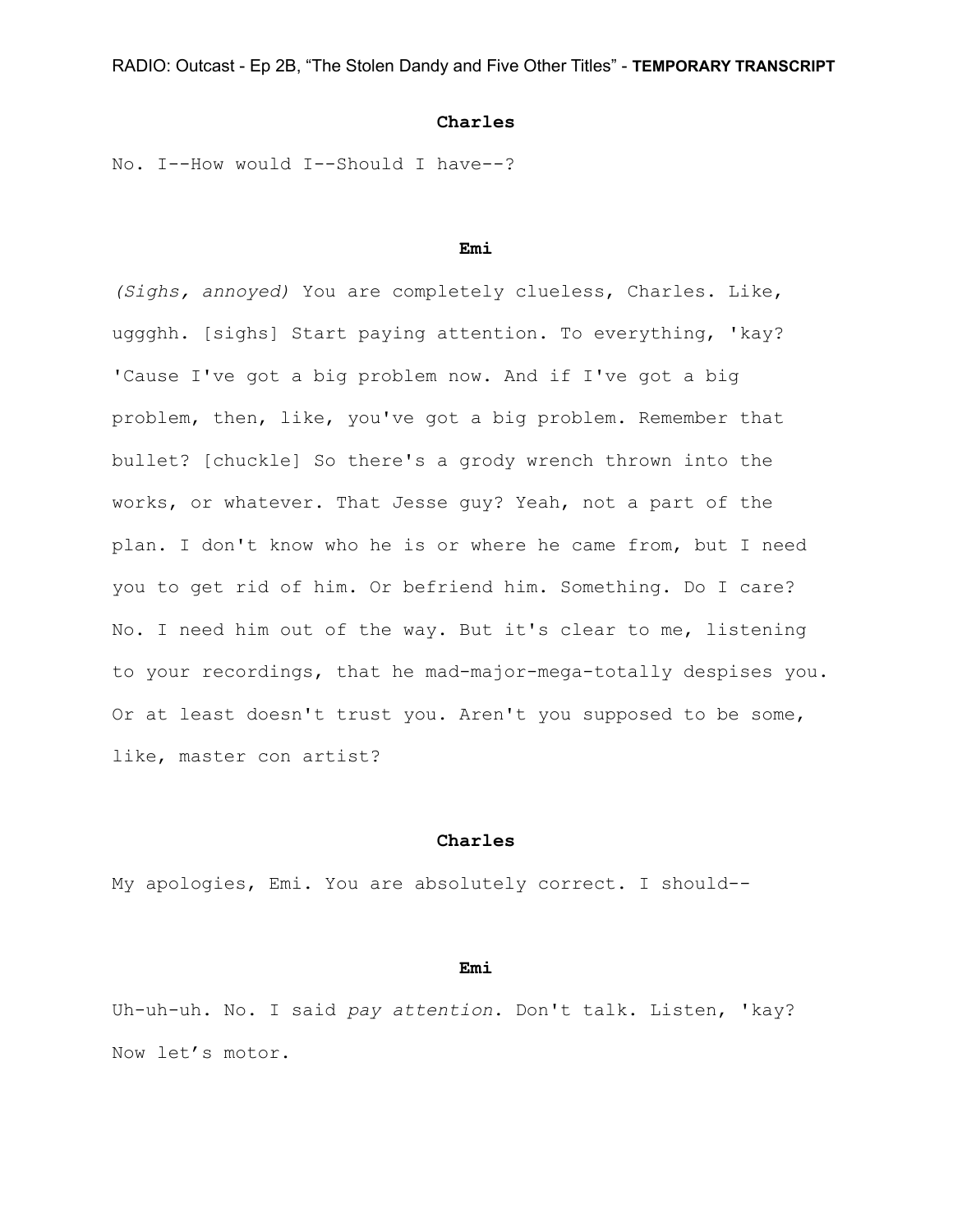**Charles**

No. I--How would I--Should I have--?

**Emi**

*(Sighs, annoyed)* You are completely clueless, Charles. Like, uggghh. [sighs] Start paying attention. To everything, 'kay? 'Cause I've got a big problem now. And if I've got a big problem, then, like, you've got a big problem. Remember that bullet? [chuckle] So there's a grody wrench thrown into the works, or whatever. That Jesse guy? Yeah, not a part of the plan. I don't know who he is or where he came from, but I need you to get rid of him. Or befriend him. Something. Do I care? No. I need him out of the way. But it's clear to me, listening to your recordings, that he mad-major-mega-totally despises you. Or at least doesn't trust you. Aren't you supposed to be some, like, master con artist?

**Charles**

My apologies, Emi. You are absolutely correct. I should--

**Emi**

Uh-uh-uh. No. I said *pay attention*. Don't talk. Listen, 'kay? Now let's motor.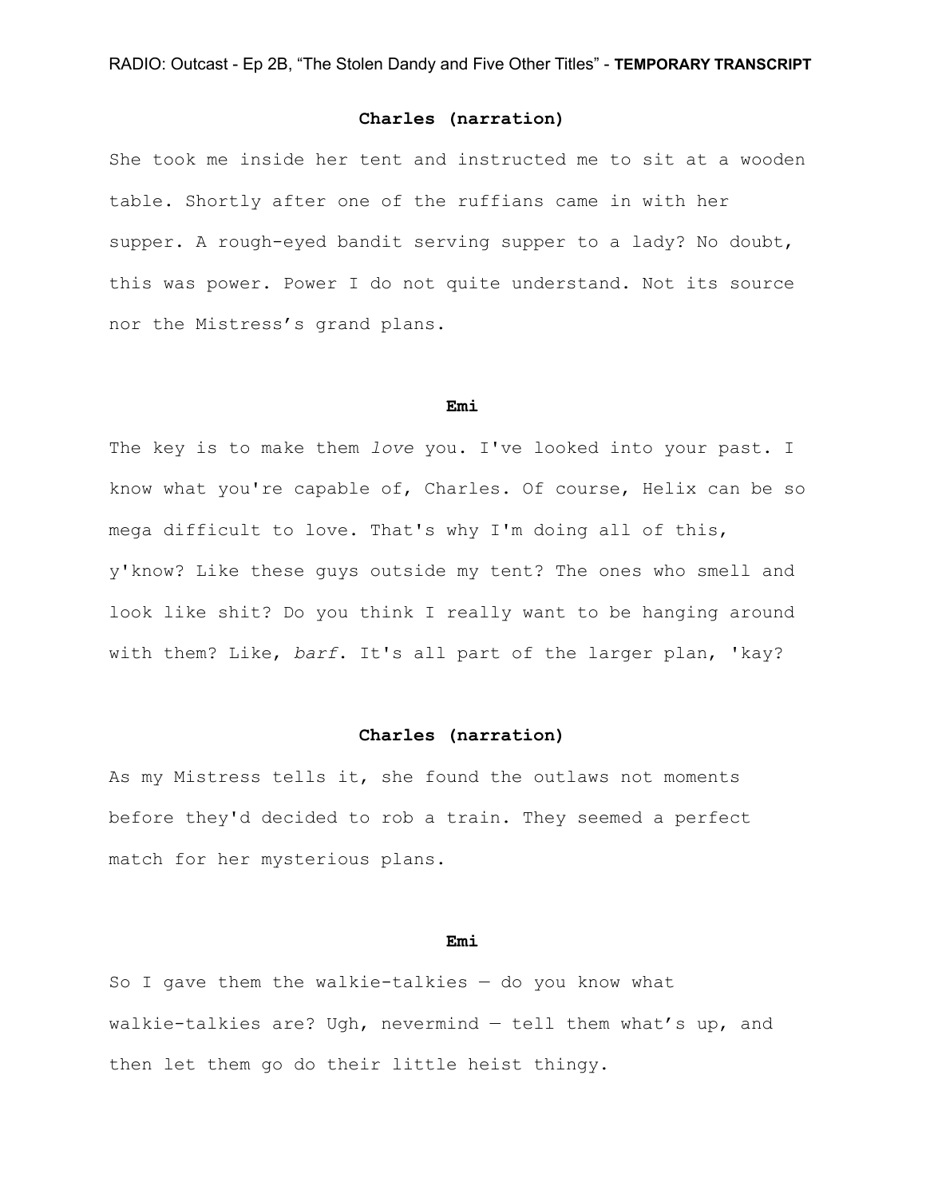**Charles (narration)**

She took me inside her tent and instructed me to sit at a wooden table. Shortly after one of the ruffians came in with her supper. A rough-eyed bandit serving supper to a lady? No doubt, this was power. Power I do not quite understand. Not its source nor the Mistress's grand plans.

**Emi**

The key is to make them *love* you. I've looked into your past. I know what you're capable of, Charles. Of course, Helix can be so mega difficult to love. That's why I'm doing all of this, y'know? Like these guys outside my tent? The ones who smell and look like shit? Do you think I really want to be hanging around with them? Like, *barf*. It's all part of the larger plan, 'kay?

**Charles (narration)**

As my Mistress tells it, she found the outlaws not moments before they'd decided to rob a train. They seemed a perfect match for her mysterious plans.

**Emi**

So I gave them the walkie-talkies — do you know what walkie-talkies are? Ugh, nevermind — tell them what's up, and then let them go do their little heist thingy.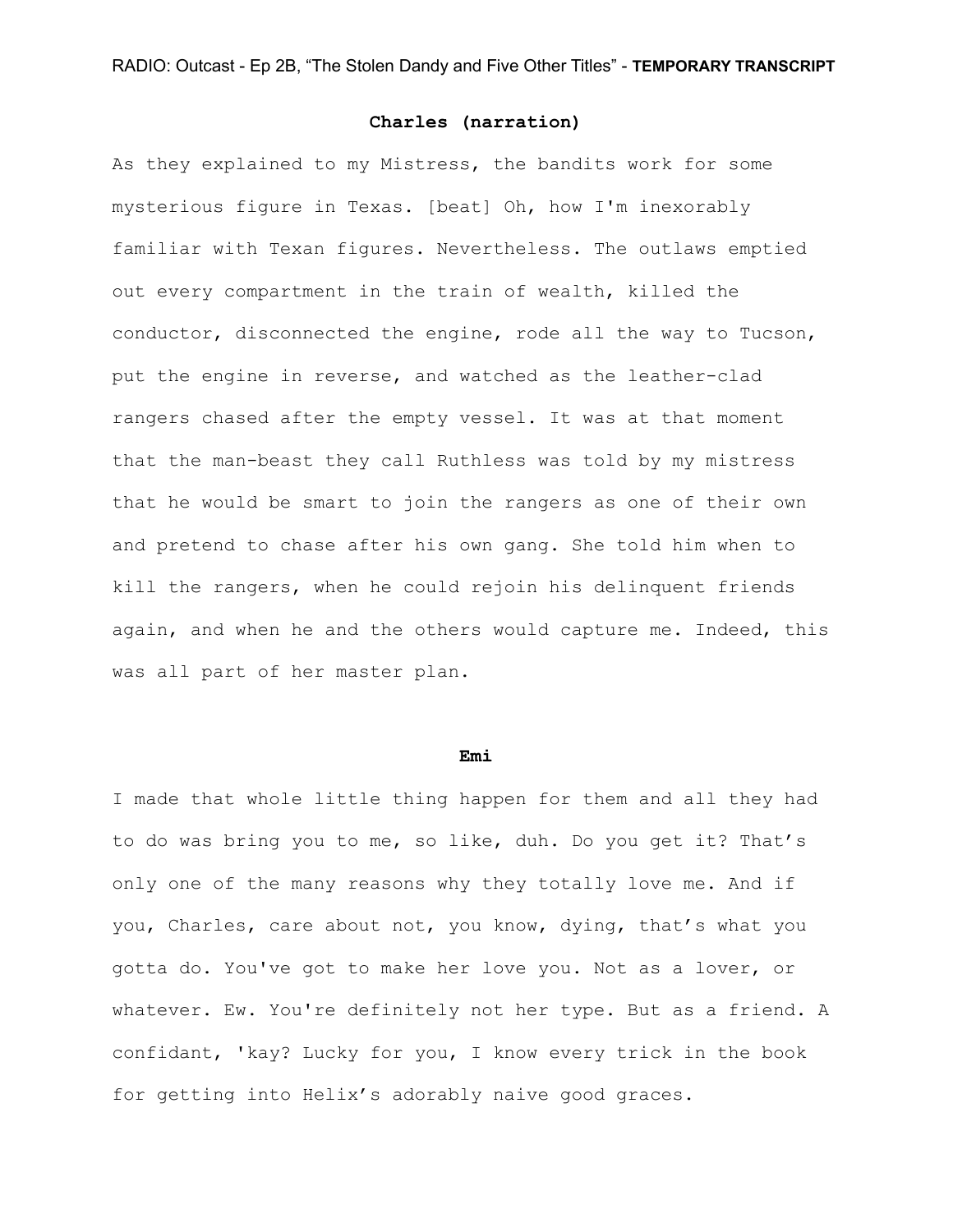**Charles (narration)**

As they explained to my Mistress, the bandits work for some mysterious figure in Texas. [beat] Oh, how I'm inexorably familiar with Texan figures. Nevertheless. The outlaws emptied out every compartment in the train of wealth, killed the conductor, disconnected the engine, rode all the way to Tucson, put the engine in reverse, and watched as the leather-clad rangers chased after the empty vessel. It was at that moment that the man-beast they call Ruthless was told by my mistress that he would be smart to join the rangers as one of their own and pretend to chase after his own gang. She told him when to kill the rangers, when he could rejoin his delinquent friends again, and when he and the others would capture me. Indeed, this was all part of her master plan.

**Emi**

I made that whole little thing happen for them and all they had to do was bring you to me, so like, duh. Do you get it? That's only one of the many reasons why they totally love me. And if you, Charles, care about not, you know, dying, that's what you gotta do. You've got to make her love you. Not as a lover, or whatever. Ew. You're definitely not her type. But as a friend. A confidant, 'kay? Lucky for you, I know every trick in the book for getting into Helix's adorably naive good graces.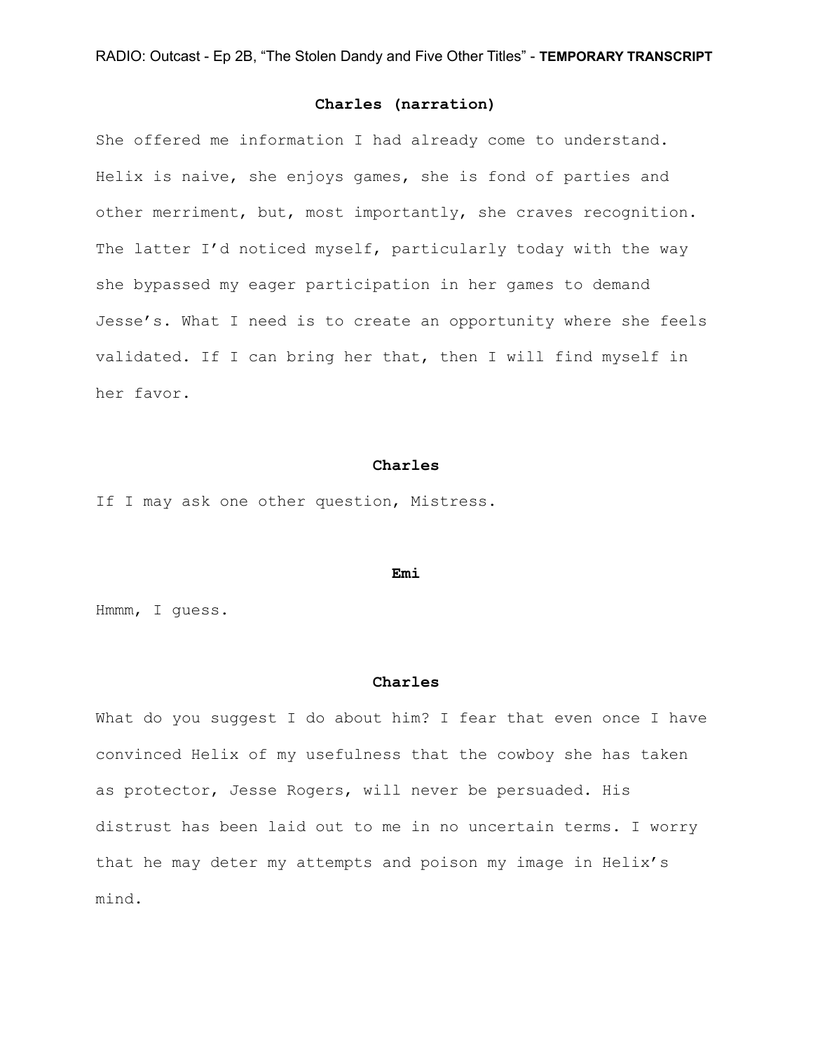**Charles (narration)**

She offered me information I had already come to understand. Helix is naive, she enjoys games, she is fond of parties and other merriment, but, most importantly, she craves recognition. The latter I'd noticed myself, particularly today with the way she bypassed my eager participation in her games to demand Jesse's. What I need is to create an opportunity where she feels validated. If I can bring her that, then I will find myself in her favor.

**Charles**

If I may ask one other question, Mistress.

**Emi**

Hmmm, I guess.

**Charles**

What do you suggest I do about him? I fear that even once I have convinced Helix of my usefulness that the cowboy she has taken as protector, Jesse Rogers, will never be persuaded. His distrust has been laid out to me in no uncertain terms. I worry that he may deter my attempts and poison my image in Helix's mind.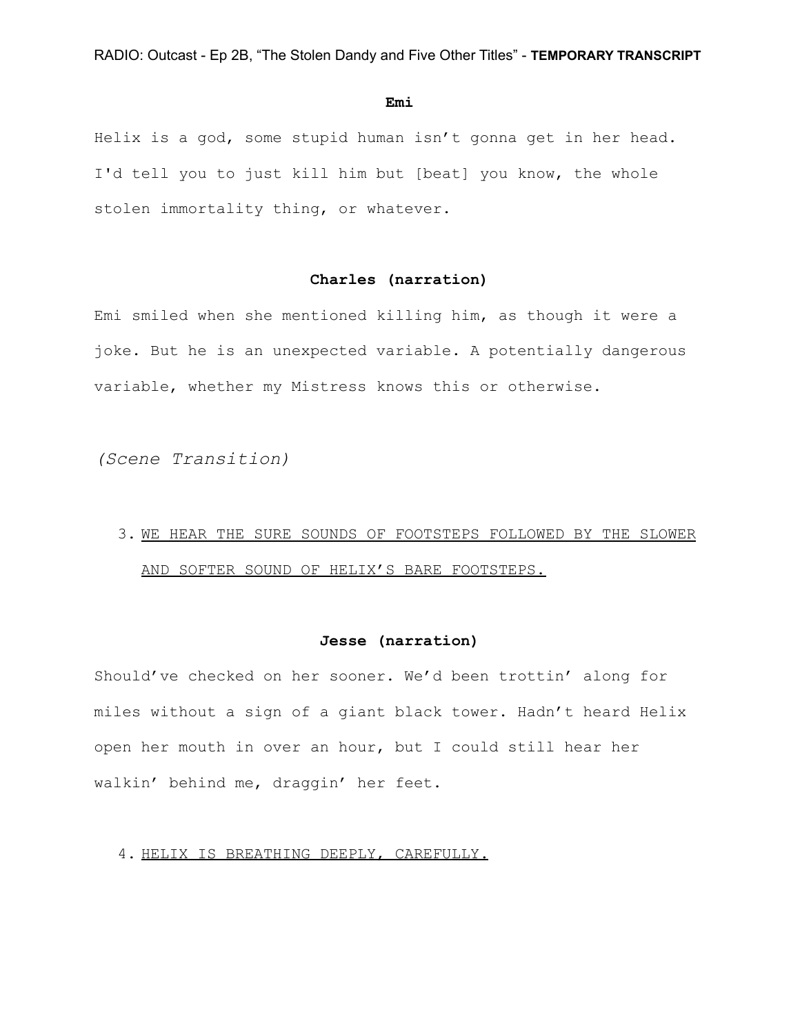**Emi**

Helix is a god, some stupid human isn't gonna get in her head. I'd tell you to just kill him but [beat] you know, the whole stolen immortality thing, or whatever.

**Charles (narration)**

Emi smiled when she mentioned killing him, as though it were a joke. But he is an unexpected variable. A potentially dangerous variable, whether my Mistress knows this or otherwise.

*(Scene Transition)*

3. <u>WE HEAR THE SURE SOUNDS OF FOOTSTEPS FOLLOWED BY THE SLOWER AND SOFTER SOUND OF HELIX'S BARE FOOTSTEPS.</u>

**Jesse (narration)**

Should've checked on her sooner. We'd been trottin' along for miles without a sign of a giant black tower. Hadn't heard Helix open her mouth in over an hour, but I could still hear her walkin' behind me, draggin' her feet.

4. <u>HELIX IS BREATHING DEEPLY, CAREFULLY.</u>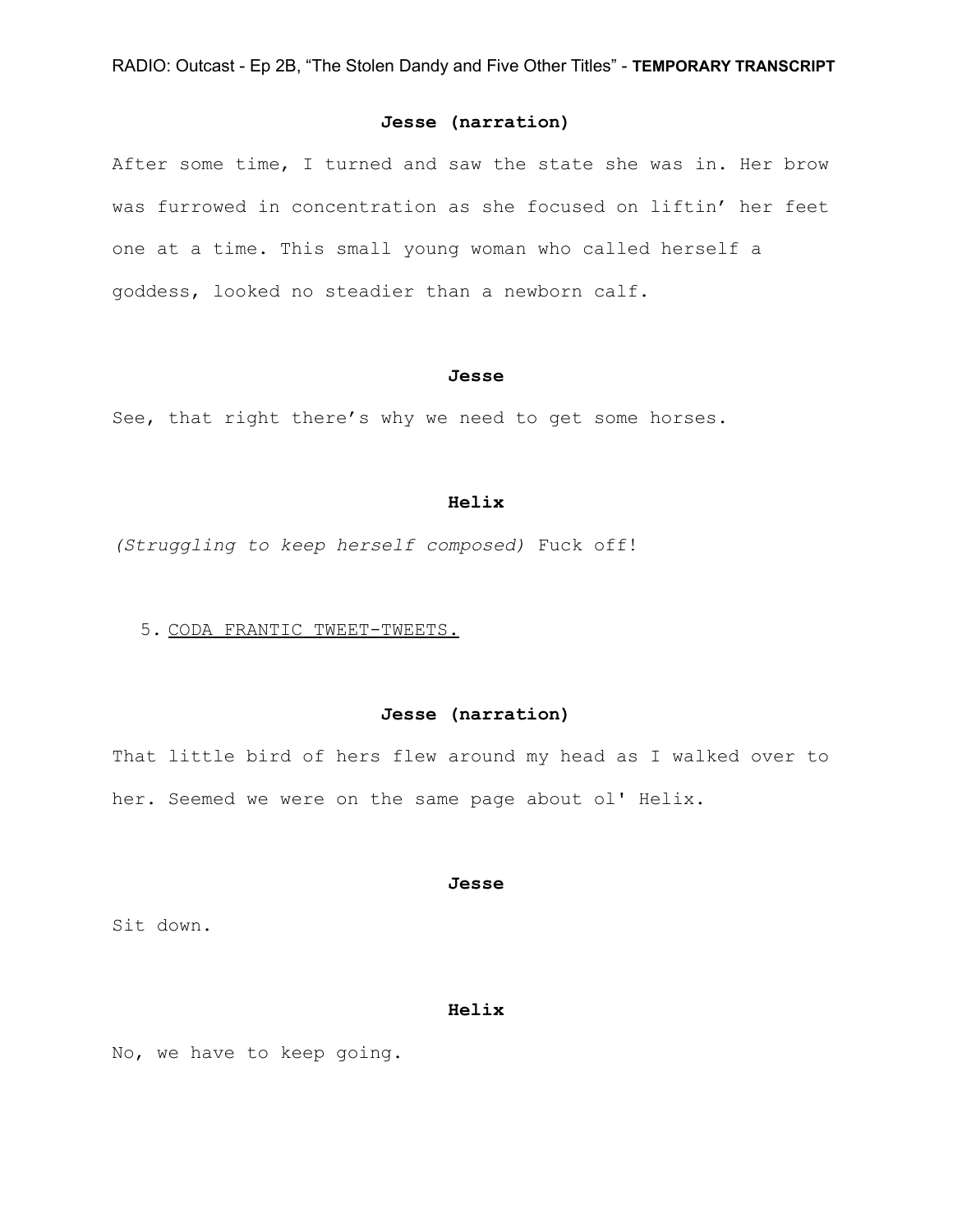**Jesse (narration)**

After some time, I turned and saw the state she was in. Her brow was furrowed in concentration as she focused on liftin' her feet one at a time. This small young woman who called herself a goddess, looked no steadier than a newborn calf.

**Jesse**

See, that right there's why we need to get some horses.

**Helix**

*(Struggling to keep herself composed)* Fuck off!

5. <u>CODA FRANTIC TWEET-TWEETS.</u>

**Jesse (narration)**

That little bird of hers flew around my head as I walked over to her. Seemed we were on the same page about ol' Helix.

**Jesse**

Sit down.

**Helix**

No, we have to keep going.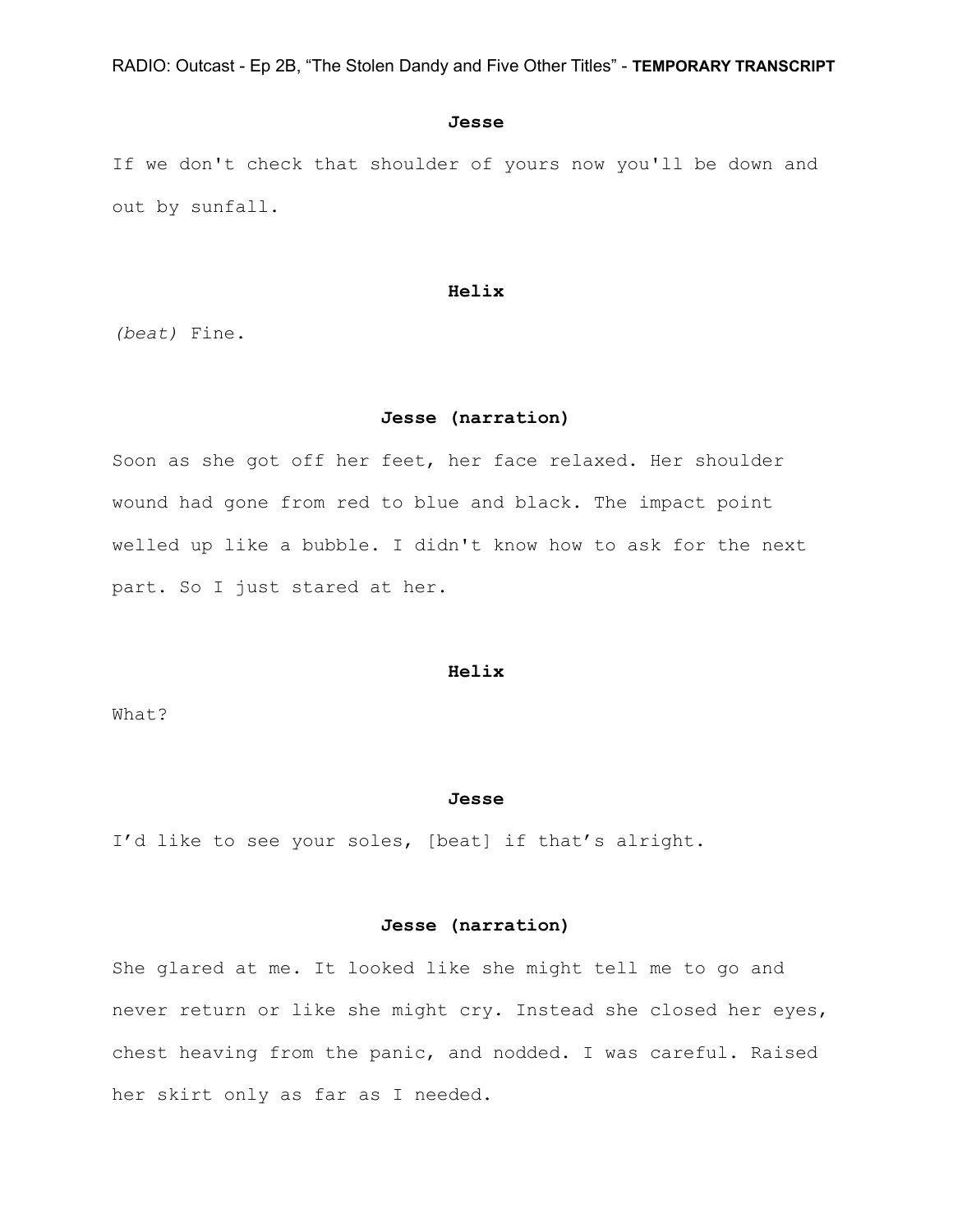**Jesse**

If we don't check that shoulder of yours now you'll be down and out by sunfall.

**Helix**

*(beat)* Fine.

**Jesse (narration)**

Soon as she got off her feet, her face relaxed. Her shoulder wound had gone from red to blue and black. The impact point welled up like a bubble. I didn't know how to ask for the next part. So I just stared at her.

**Helix**

What?

**Jesse**

I'd like to see your soles, [beat] if that's alright.

**Jesse (narration)**

She glared at me. It looked like she might tell me to go and never return or like she might cry. Instead she closed her eyes, chest heaving from the panic, and nodded. I was careful. Raised her skirt only as far as I needed.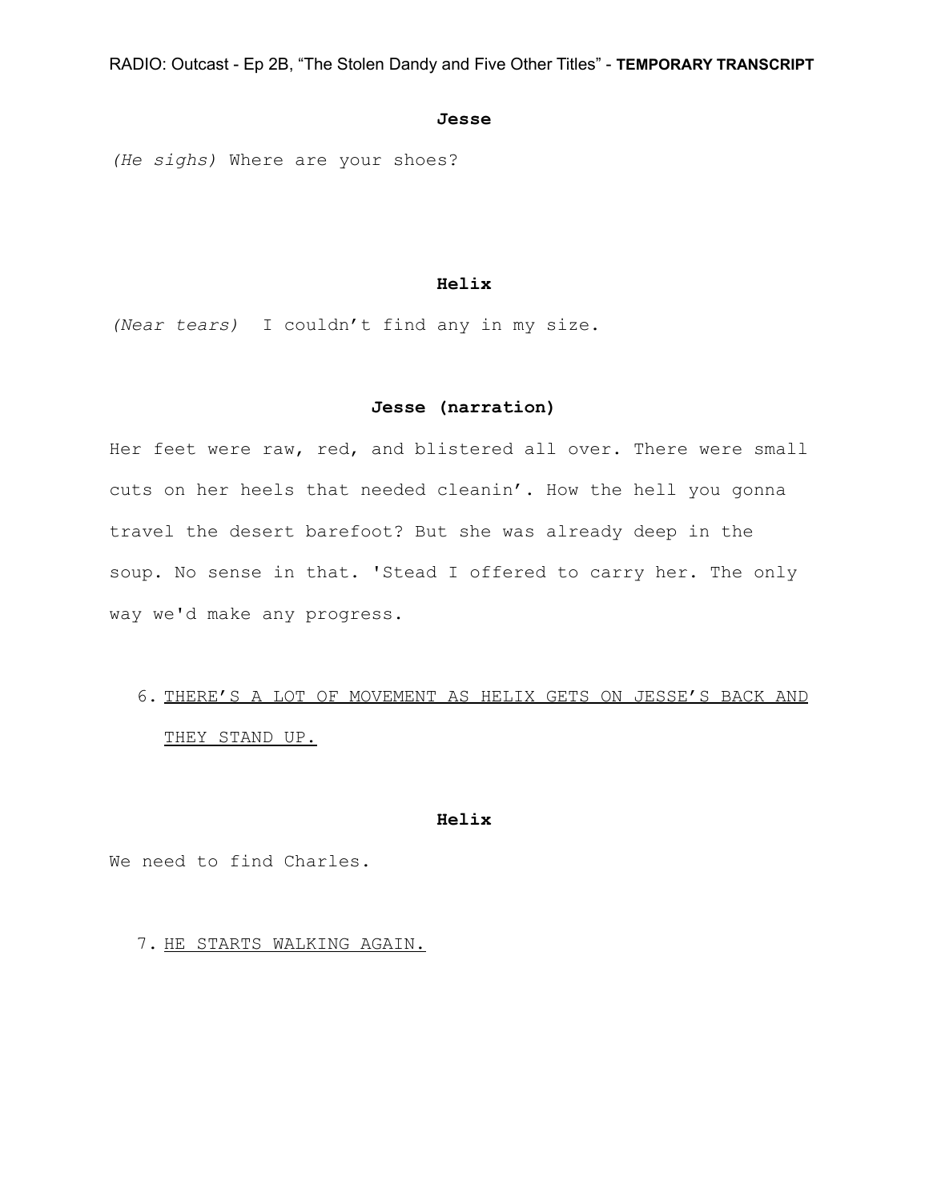**Jesse**

*(He sighs)* Where are your shoes?

**Helix**

*(Near tears)* I couldn't find any in my size.

**Jesse (narration)**

Her feet were raw, red, and blistered all over. There were small cuts on her heels that needed cleanin'. How the hell you gonna travel the desert barefoot? But she was already deep in the soup. No sense in that. 'Stead I offered to carry her. The only way we'd make any progress.

6. <u>THERE'S A LOT OF MOVEMENT AS HELIX GETS ON JESSE'S BACK AND THEY STAND UP.</u>

**Helix**

We need to find Charles.

7. <u>HE STARTS WALKING AGAIN.</u>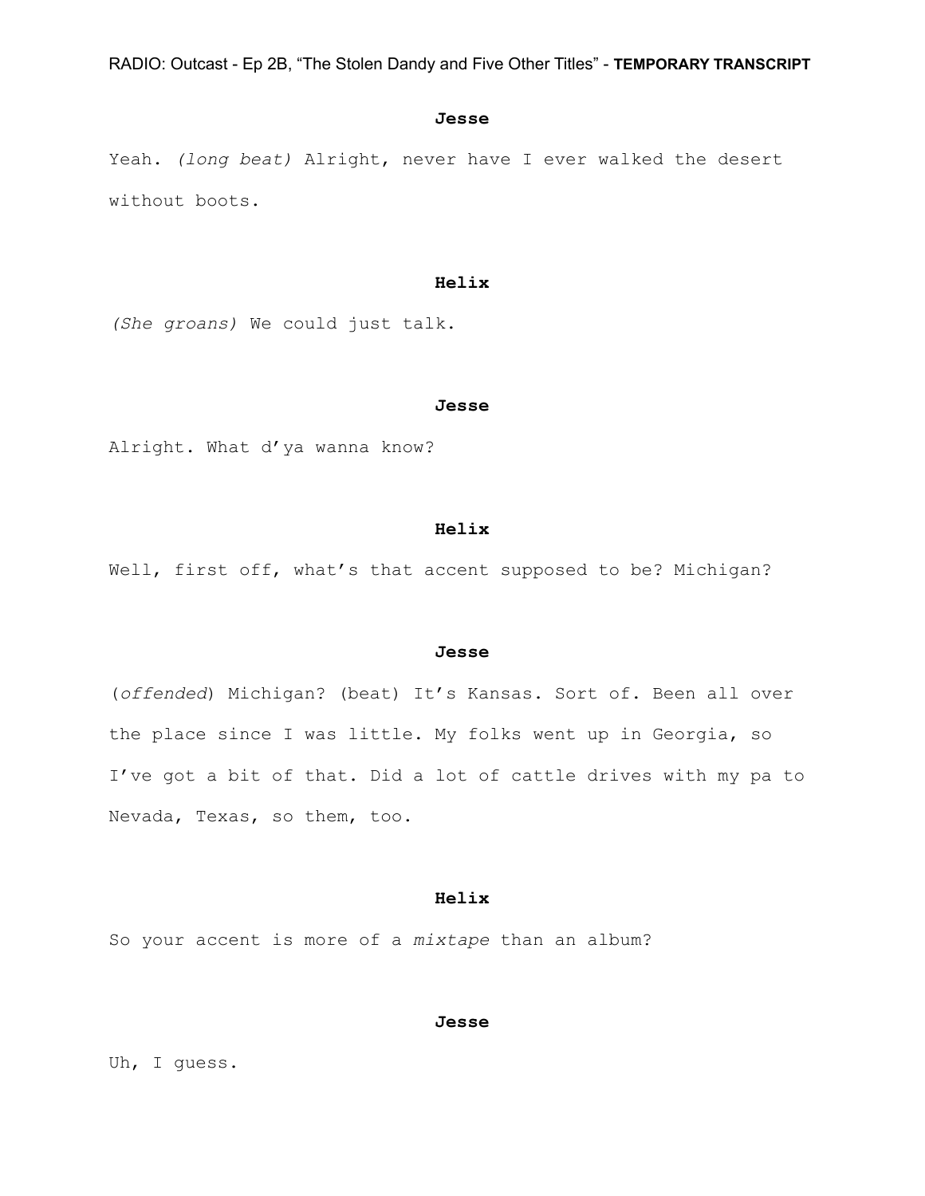**Jesse**

Yeah. *(long beat)* Alright, never have I ever walked the desert without boots.

**Helix**

*(She groans)* We could just talk.

**Jesse**

Alright. What d'ya wanna know?

**Helix**

Well, first off, what's that accent supposed to be? Michigan?

**Jesse**

(*offended*) Michigan? (beat) It's Kansas. Sort of. Been all over the place since I was little. My folks went up in Georgia, so I've got a bit of that. Did a lot of cattle drives with my pa to Nevada, Texas, so them, too.

**Helix**

So your accent is more of a *mixtape* than an album?

**Jesse**

Uh, I guess.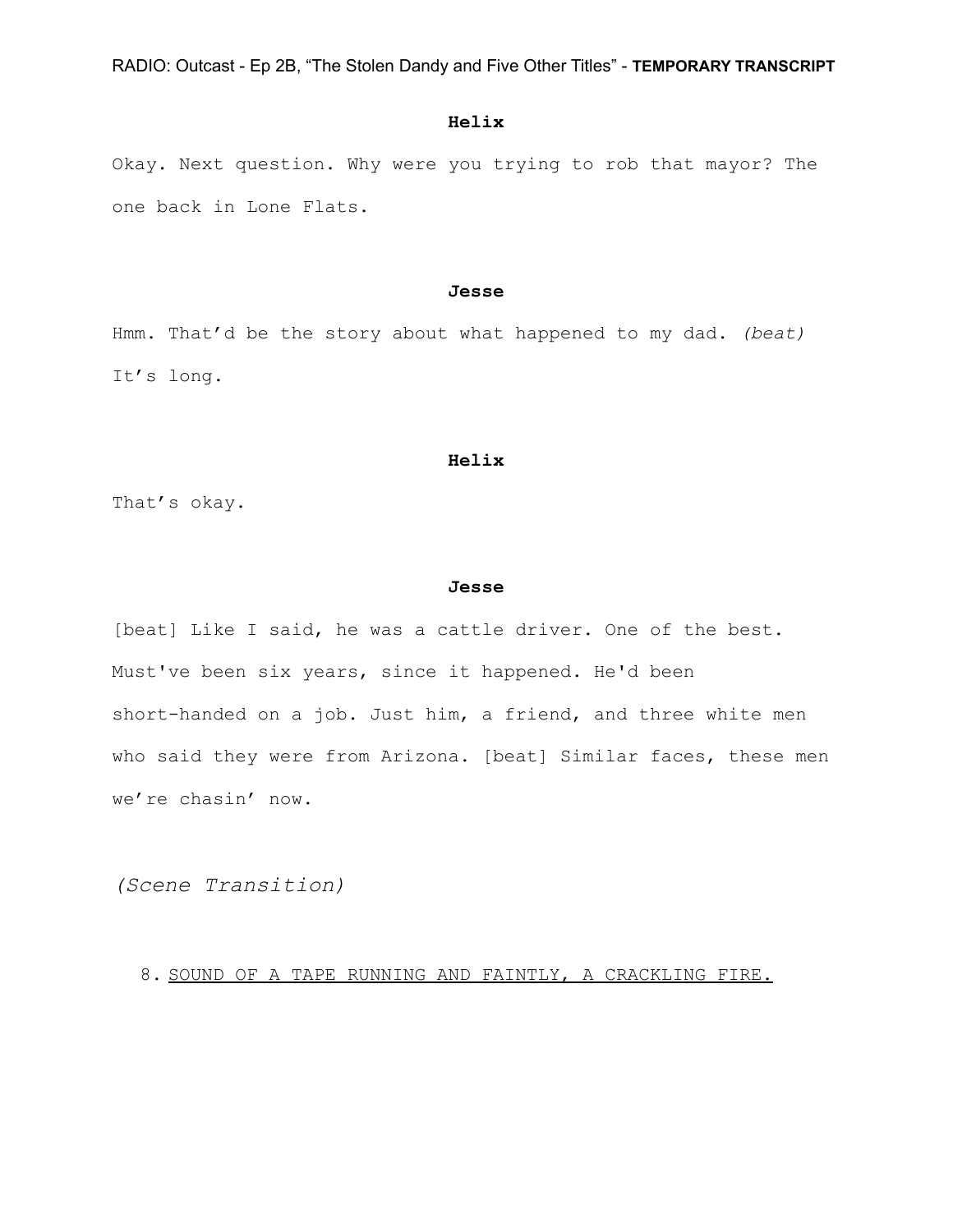**Helix**

Okay. Next question. Why were you trying to rob that mayor? The one back in Lone Flats.

**Jesse**

Hmm. That'd be the story about what happened to my dad. *(beat)* It's long.

**Helix**

That's okay.

**Jesse**

[beat] Like I said, he was a cattle driver. One of the best. Must've been six years, since it happened. He'd been short-handed on a job. Just him, a friend, and three white men who said they were from Arizona. [beat] Similar faces, these men we're chasin' now.

*(Scene Transition)*

8. SOUND OF A TAPE RUNNING AND FAINTLY, A CRACKLING FIRE.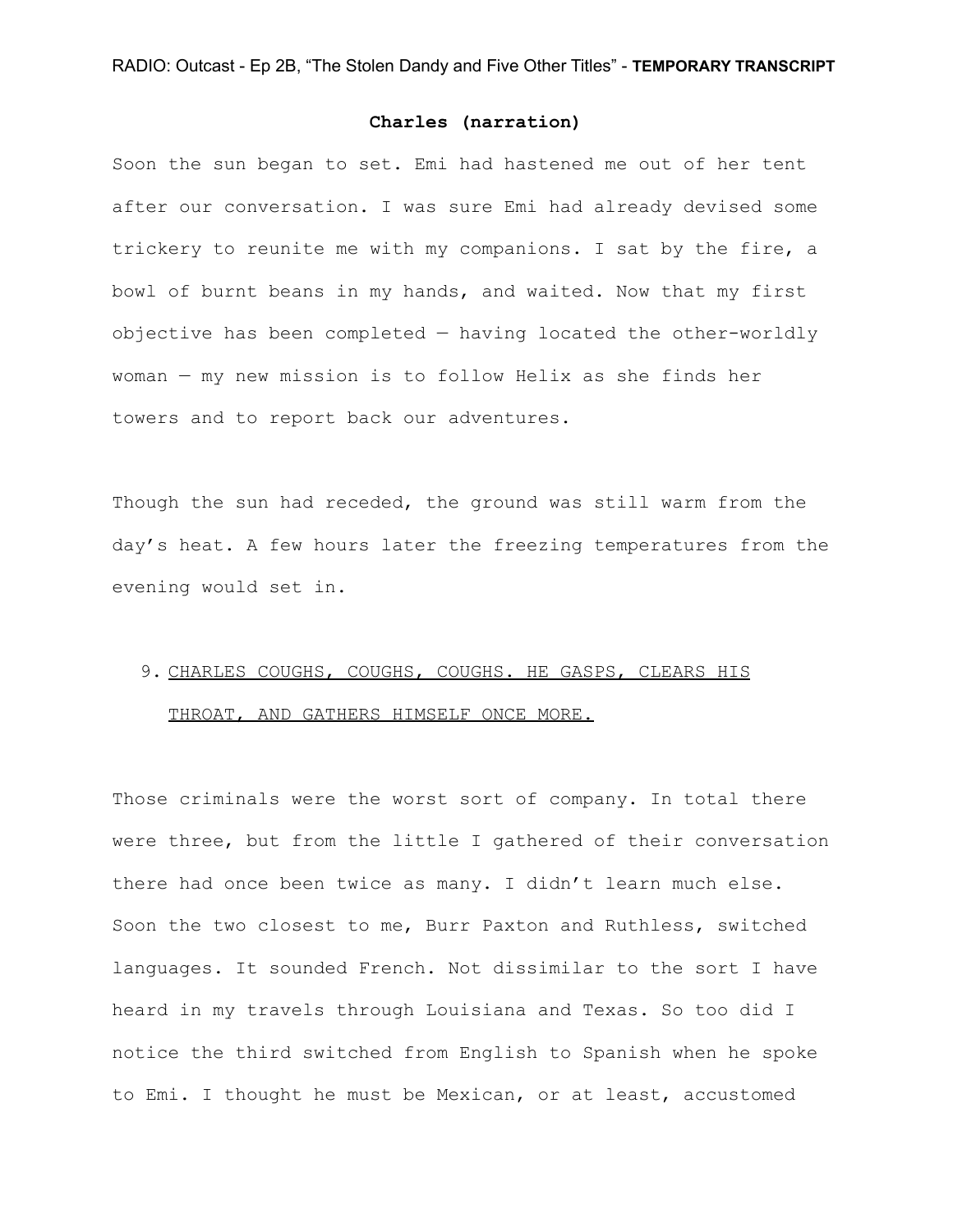**Charles (narration)**

Soon the sun began to set. Emi had hastened me out of her tent after our conversation. I was sure Emi had already devised some trickery to reunite me with my companions. I sat by the fire, a bowl of burnt beans in my hands, and waited. Now that my first objective has been completed — having located the other-worldly woman — my new mission is to follow Helix as she finds her towers and to report back our adventures.

Though the sun had receded, the ground was still warm from the day's heat. A few hours later the freezing temperatures from the evening would set in.

9. CHARLES COUGHS, COUGHS, COUGHS. HE GASPS, CLEARS HIS THROAT, AND GATHERS HIMSELF ONCE MORE.

Those criminals were the worst sort of company. In total there were three, but from the little I gathered of their conversation there had once been twice as many. I didn't learn much else. Soon the two closest to me, Burr Paxton and Ruthless, switched languages. It sounded French. Not dissimilar to the sort I have heard in my travels through Louisiana and Texas. So too did I notice the third switched from English to Spanish when he spoke to Emi. I thought he must be Mexican, or at least, accustomed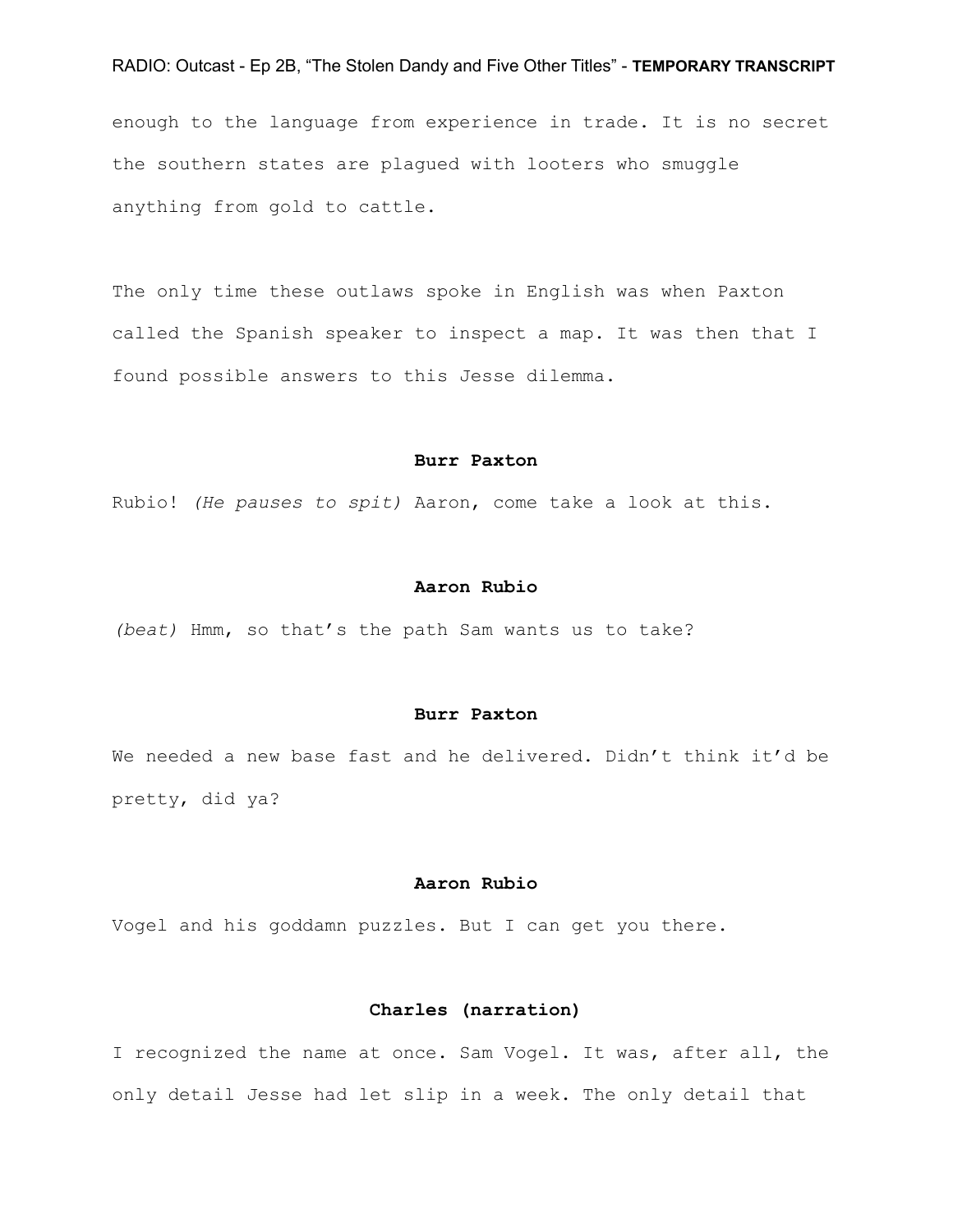enough to the language from experience in trade. It is no secret the southern states are plagued with looters who smuggle anything from gold to cattle.

The only time these outlaws spoke in English was when Paxton called the Spanish speaker to inspect a map. It was then that I found possible answers to this Jesse dilemma.

**Burr Paxton**

Rubio! *(He pauses to spit)* Aaron, come take a look at this.

**Aaron Rubio**

*(beat)* Hmm, so that's the path Sam wants us to take?

**Burr Paxton**

We needed a new base fast and he delivered. Didn't think it'd be pretty, did ya?

**Aaron Rubio**

Vogel and his goddamn puzzles. But I can get you there.

**Charles (narration)**

I recognized the name at once. Sam Vogel. It was, after all, the only detail Jesse had let slip in a week. The only detail that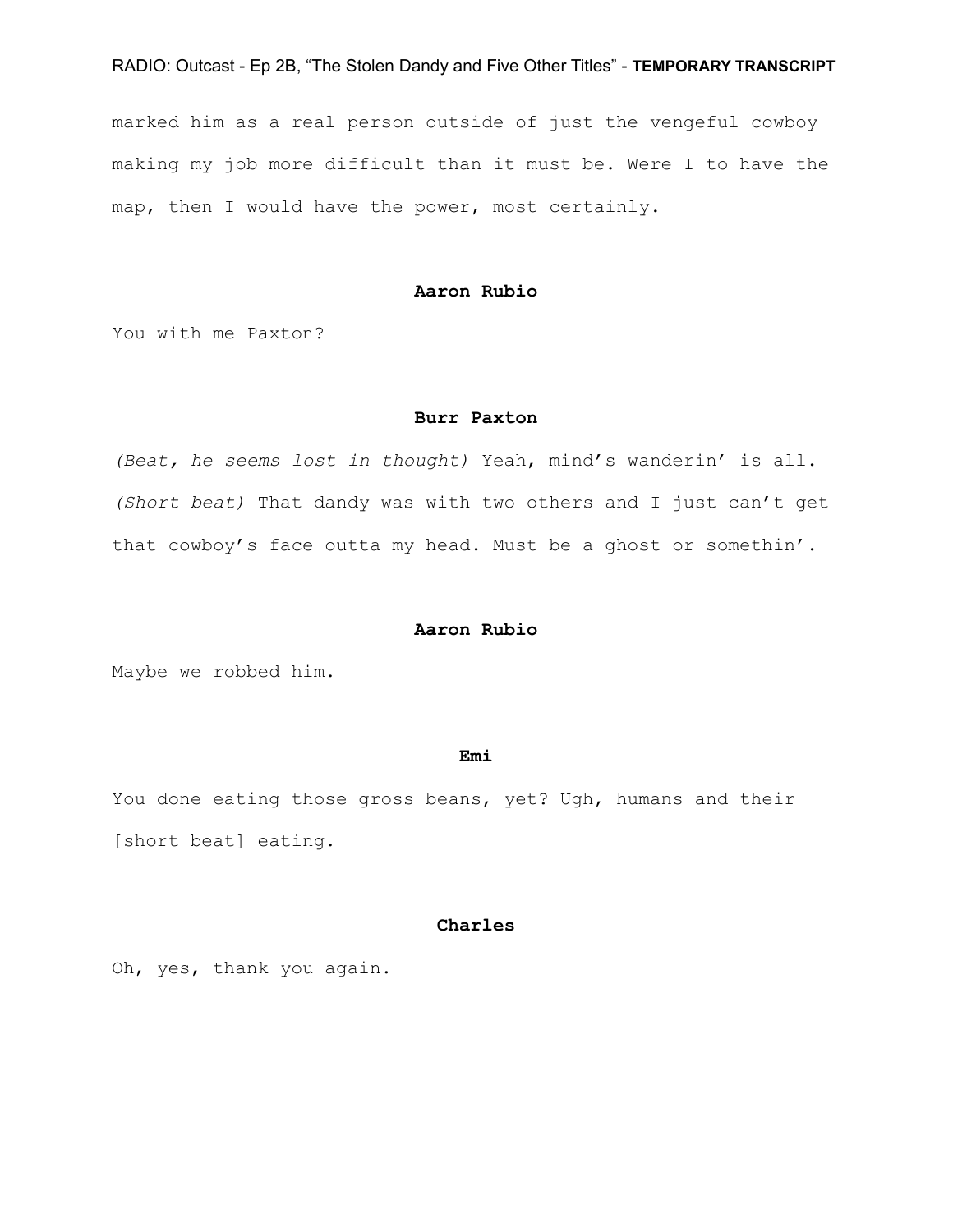marked him as a real person outside of just the vengeful cowboy making my job more difficult than it must be. Were I to have the map, then I would have the power, most certainly.

**Aaron Rubio**

You with me Paxton?

**Burr Paxton**

*(Beat, he seems lost in thought)* Yeah, mind's wanderin' is all. *(Short beat)* That dandy was with two others and I just can't get that cowboy's face outta my head. Must be a ghost or somethin'.

**Aaron Rubio**

Maybe we robbed him.

**Emi**

You done eating those gross beans, yet? Ugh, humans and their [short beat] eating.

**Charles**

Oh, yes, thank you again.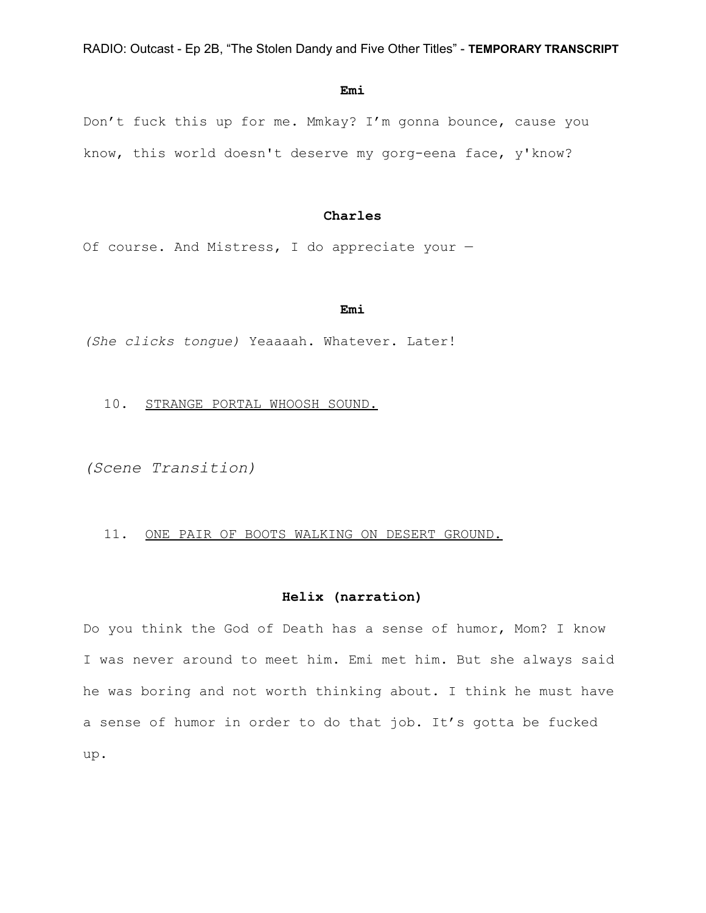**Emi**

Don’t fuck this up for me. Mmkay? I’m gonna bounce, cause you know, this world doesn't deserve my gorg-eena face, y'know?

**Charles**

Of course. And Mistress, I do appreciate your —

**Emi**

*(She clicks tongue)* Yeaaaah. Whatever. Later!

10. <u>STRANGE PORTAL WHOOSH SOUND.</u>

*(Scene Transition)*

11. <u>ONE PAIR OF BOOTS WALKING ON DESERT GROUND.</u>

**Helix (narration)**

Do you think the God of Death has a sense of humor, Mom? I know I was never around to meet him. Emi met him. But she always said he was boring and not worth thinking about. I think he must have a sense of humor in order to do that job. It’s gotta be fucked up.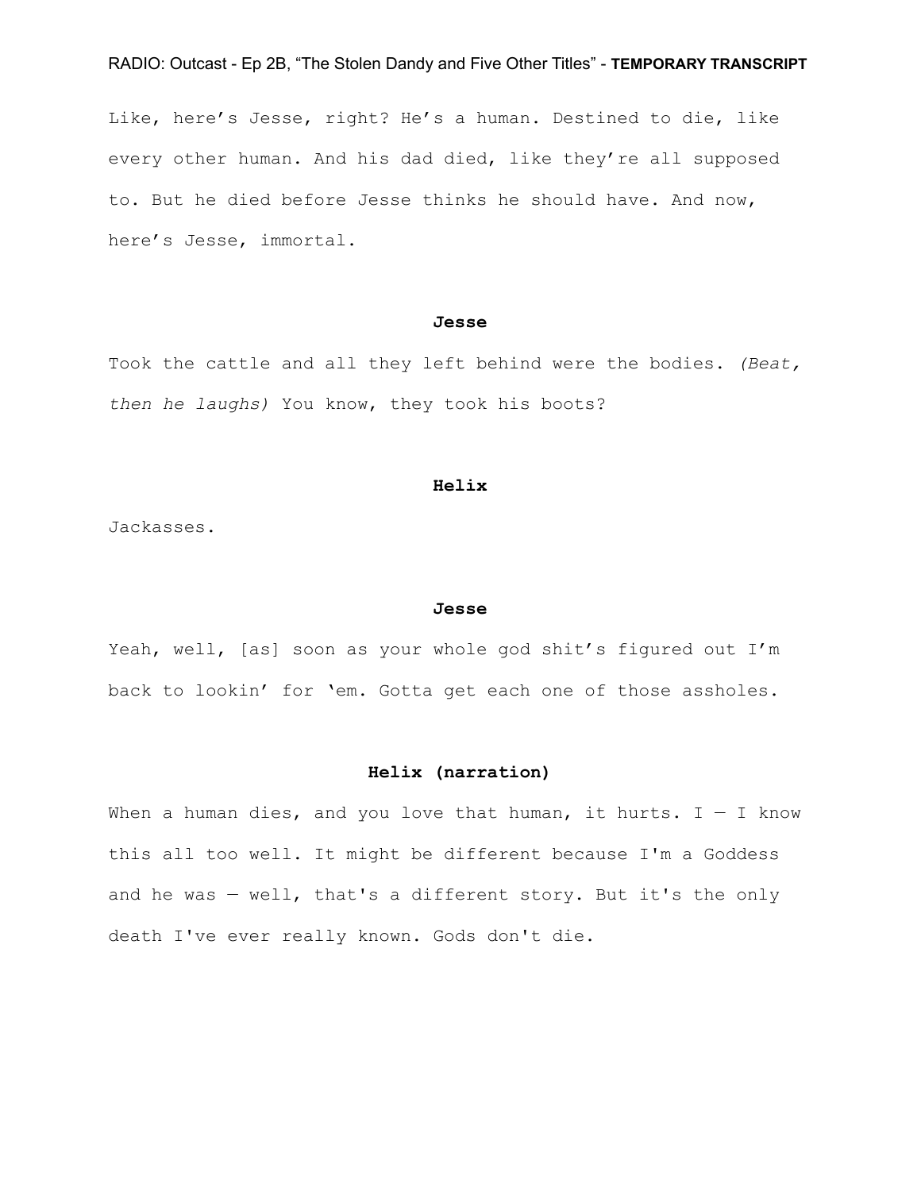Like, here's Jesse, right? He's a human. Destined to die, like every other human. And his dad died, like they're all supposed to. But he died before Jesse thinks he should have. And now, here's Jesse, immortal.

**Jesse**

Took the cattle and all they left behind were the bodies. *(Beat, then he laughs)* You know, they took his boots?

**Helix**

Jackasses.

**Jesse**

Yeah, well, [as] soon as your whole god shit's figured out I'm back to lookin' for 'em. Gotta get each one of those assholes.

**Helix (narration)**

When a human dies, and you love that human, it hurts. I — I know this all too well. It might be different because I'm a Goddess and he was — well, that's a different story. But it's the only death I've ever really known. Gods don't die.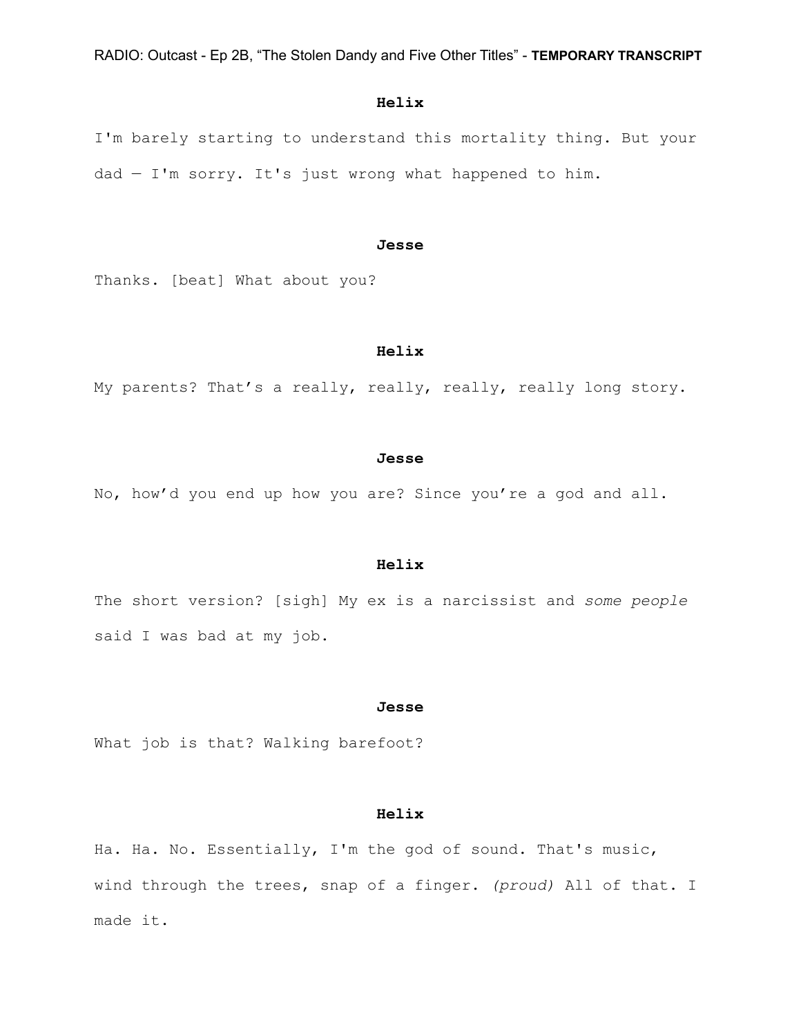**Helix**

I'm barely starting to understand this mortality thing. But your dad — I'm sorry. It's just wrong what happened to him.

**Jesse**

Thanks. [beat] What about you?

**Helix**

My parents? That's a really, really, really, really long story.

**Jesse**

No, how'd you end up how you are? Since you're a god and all.

**Helix**

The short version? [sigh] My ex is a narcissist and *some people* said I was bad at my job.

**Jesse**

What job is that? Walking barefoot?

**Helix**

Ha. Ha. No. Essentially, I'm the god of sound. That's music, wind through the trees, snap of a finger. *(proud)* All of that. I made it.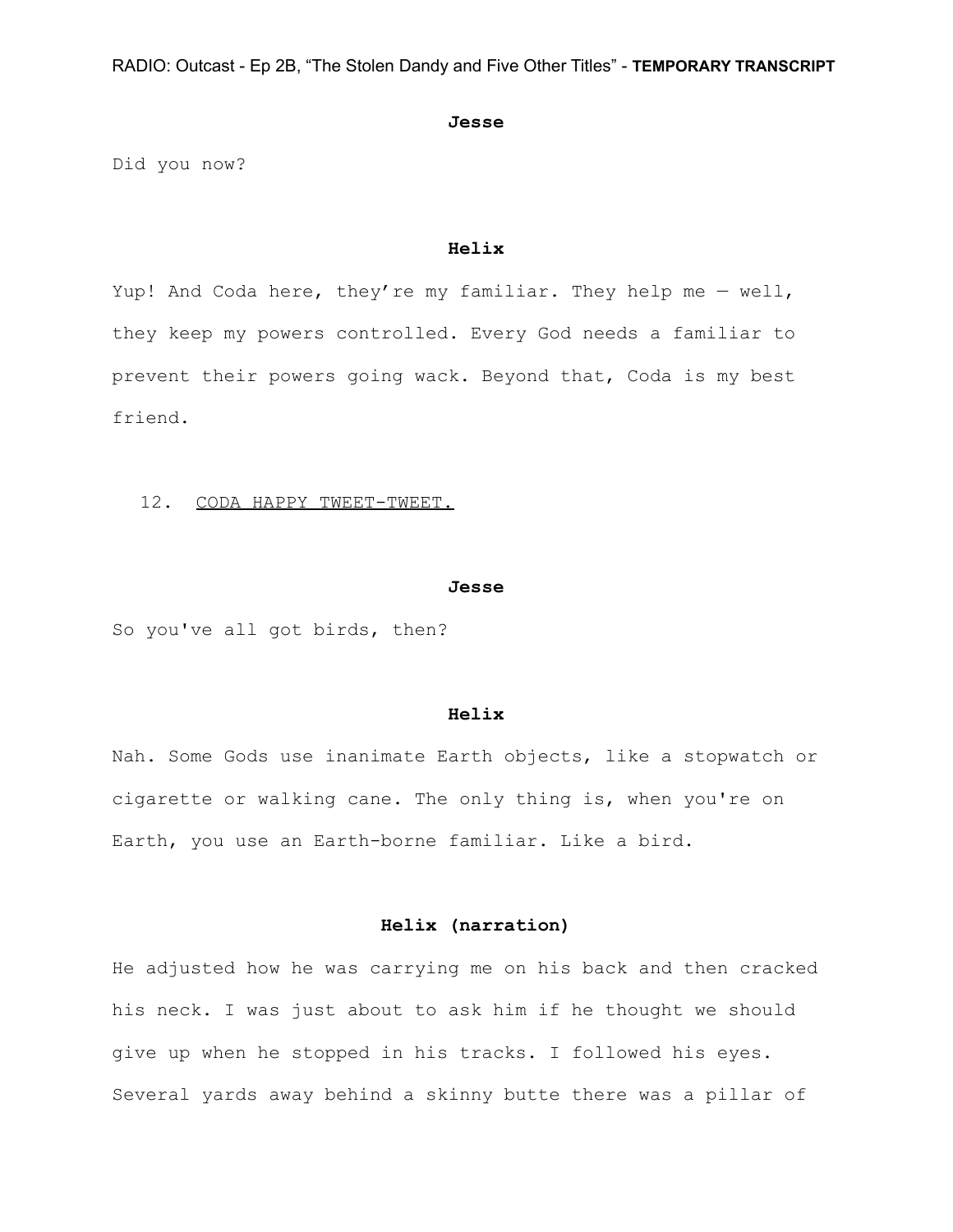**Jesse**

Did you now?

**Helix**

Yup! And Coda here, they're my familiar. They help me — well, they keep my powers controlled. Every God needs a familiar to prevent their powers going wack. Beyond that, Coda is my best friend.

12. <u>CODA HAPPY TWEET-TWEET.</u>

**Jesse**

So you've all got birds, then?

**Helix**

Nah. Some Gods use inanimate Earth objects, like a stopwatch or cigarette or walking cane. The only thing is, when you're on Earth, you use an Earth-borne familiar. Like a bird.

**Helix (narration)**

He adjusted how he was carrying me on his back and then cracked his neck. I was just about to ask him if he thought we should give up when he stopped in his tracks. I followed his eyes. Several yards away behind a skinny butte there was a pillar of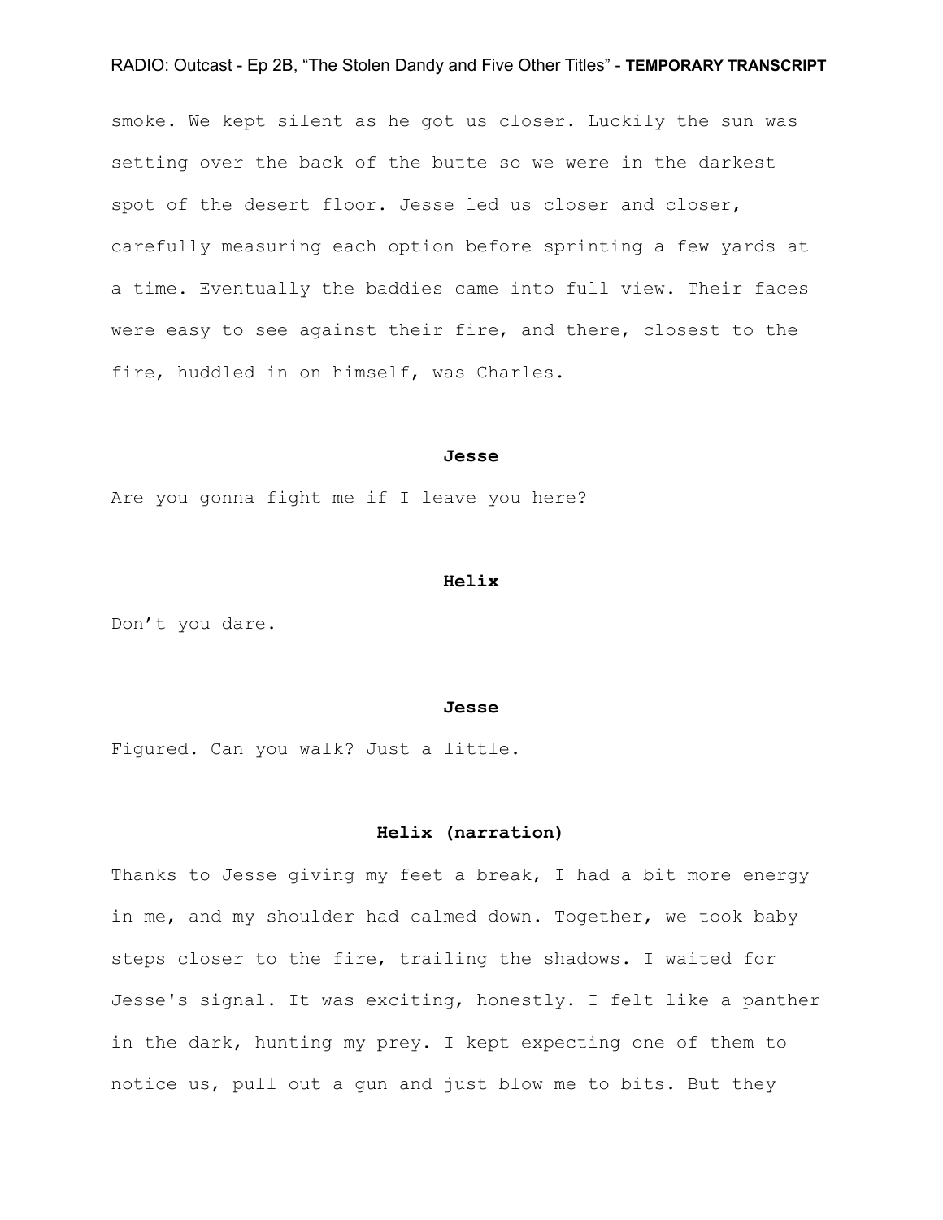smoke. We kept silent as he got us closer. Luckily the sun was setting over the back of the butte so we were in the darkest spot of the desert floor. Jesse led us closer and closer, carefully measuring each option before sprinting a few yards at a time. Eventually the baddies came into full view. Their faces were easy to see against their fire, and there, closest to the fire, huddled in on himself, was Charles.

**Jesse**

Are you gonna fight me if I leave you here?

**Helix**

Don't you dare.

**Jesse**

Figured. Can you walk? Just a little.

**Helix (narration)**

Thanks to Jesse giving my feet a break, I had a bit more energy in me, and my shoulder had calmed down. Together, we took baby steps closer to the fire, trailing the shadows. I waited for Jesse's signal. It was exciting, honestly. I felt like a panther in the dark, hunting my prey. I kept expecting one of them to notice us, pull out a gun and just blow me to bits. But they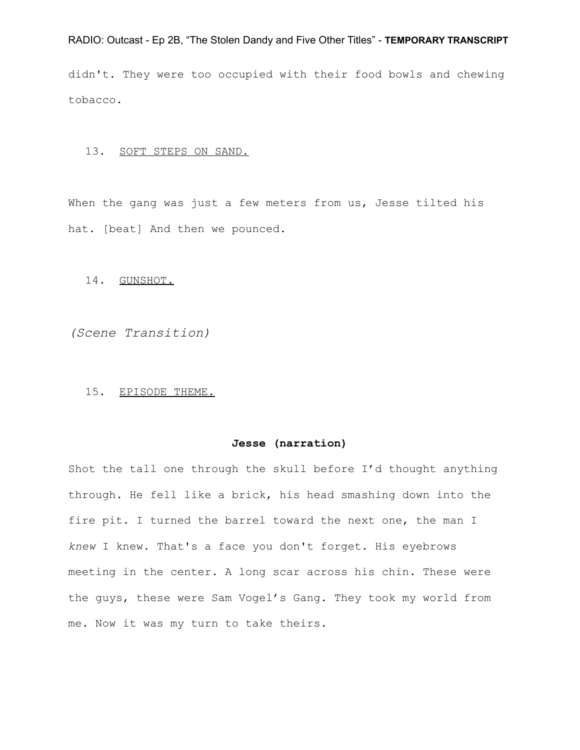didn't. They were too occupied with their food bowls and chewing tobacco.

13. <u>SOFT STEPS ON SAND.</u>

When the gang was just a few meters from us, Jesse tilted his hat. [beat] And then we pounced.

14. <u>GUNSHOT.</u>

*(Scene Transition)*

15. <u>EPISODE THEME.</u>

**Jesse (narration)**

Shot the tall one through the skull before I'd thought anything through. He fell like a brick, his head smashing down into the fire pit. I turned the barrel toward the next one, the man I *knew* I knew. That's a face you don't forget. His eyebrows meeting in the center. A long scar across his chin. These were the guys, these were Sam Vogel's Gang. They took my world from me. Now it was my turn to take theirs.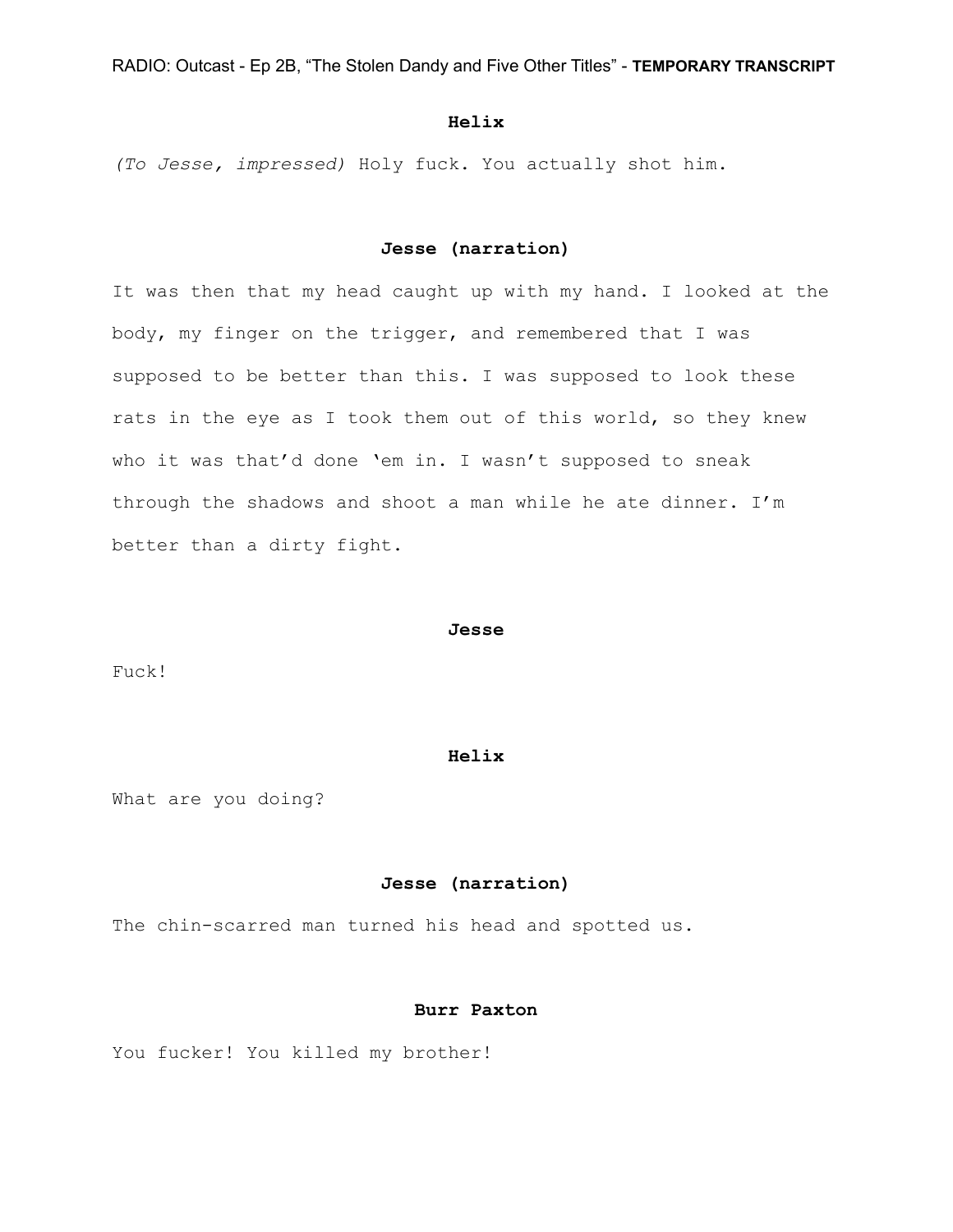**Helix**

*(To Jesse, impressed)* Holy fuck. You actually shot him.

**Jesse (narration)**

It was then that my head caught up with my hand. I looked at the body, my finger on the trigger, and remembered that I was supposed to be better than this. I was supposed to look these rats in the eye as I took them out of this world, so they knew who it was that'd done 'em in. I wasn't supposed to sneak through the shadows and shoot a man while he ate dinner. I'm better than a dirty fight.

**Jesse**

Fuck!

**Helix**

What are you doing?

**Jesse (narration)**

The chin-scarred man turned his head and spotted us.

**Burr Paxton**

You fucker! You killed my brother!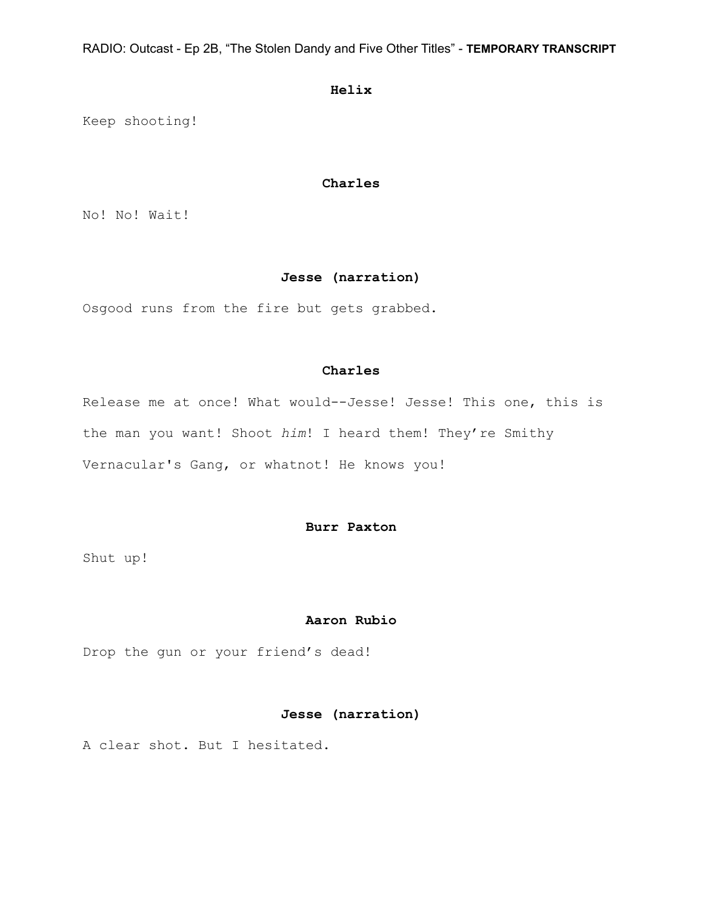**Helix**

Keep shooting!

**Charles**

No! No! Wait!

**Jesse (narration)**

Osgood runs from the fire but gets grabbed.

**Charles**

Release me at once! What would--Jesse! Jesse! This one, this is the man you want! Shoot *him*! I heard them! They're Smithy Vernacular's Gang, or whatnot! He knows you!

**Burr Paxton**

Shut up!

**Aaron Rubio**

Drop the gun or your friend's dead!

**Jesse (narration)**

A clear shot. But I hesitated.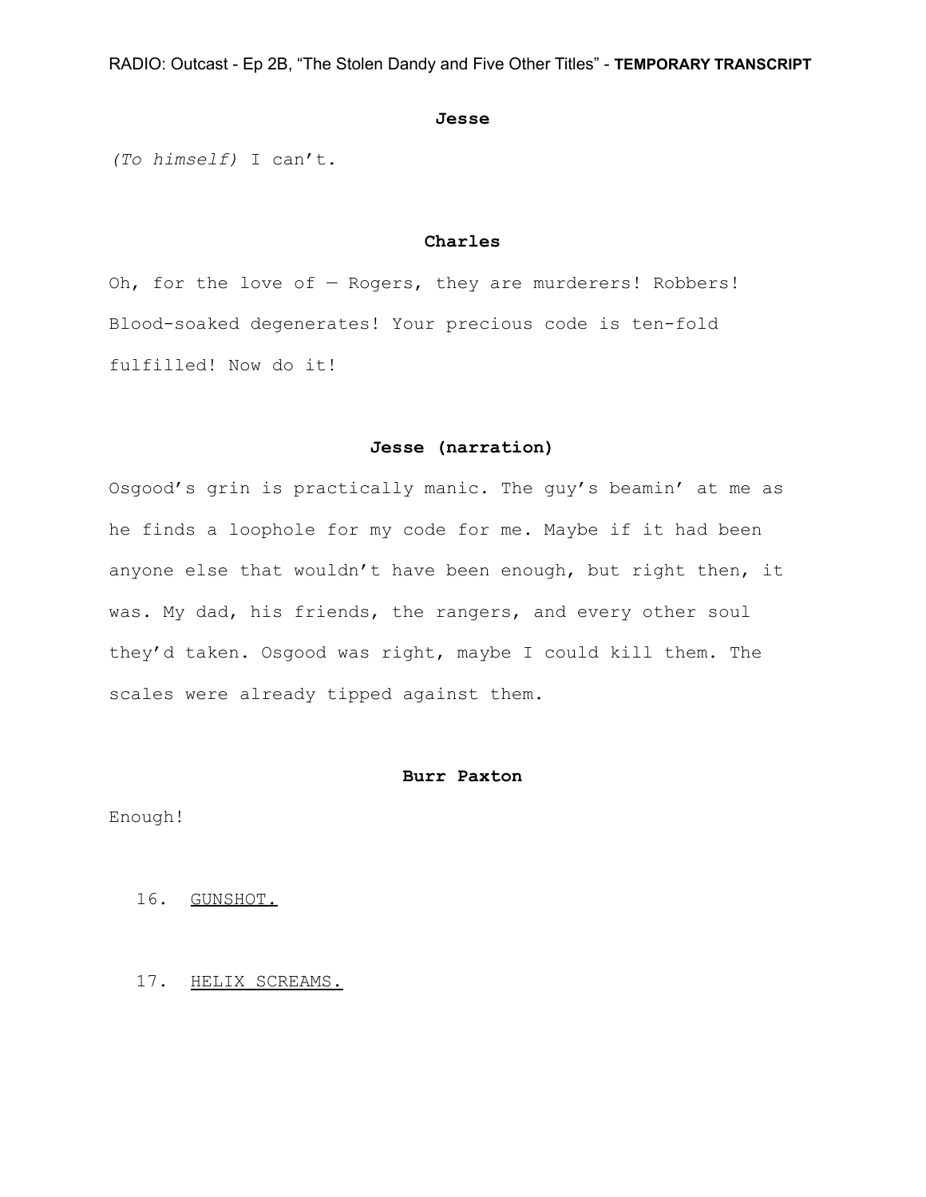**Jesse**

*(To himself)* I can't.

**Charles**

Oh, for the love of — Rogers, they are murderers! Robbers! Blood-soaked degenerates! Your precious code is ten-fold fulfilled! Now do it!

**Jesse (narration)**

Osgood's grin is practically manic. The guy's beamin' at me as he finds a loophole for my code for me. Maybe if it had been anyone else that wouldn't have been enough, but right then, it was. My dad, his friends, the rangers, and every other soul they'd taken. Osgood was right, maybe I could kill them. The scales were already tipped against them.

**Burr Paxton**

Enough!

16. <u>GUNSHOT.</u>

17. <u>HELIX SCREAMS.</u>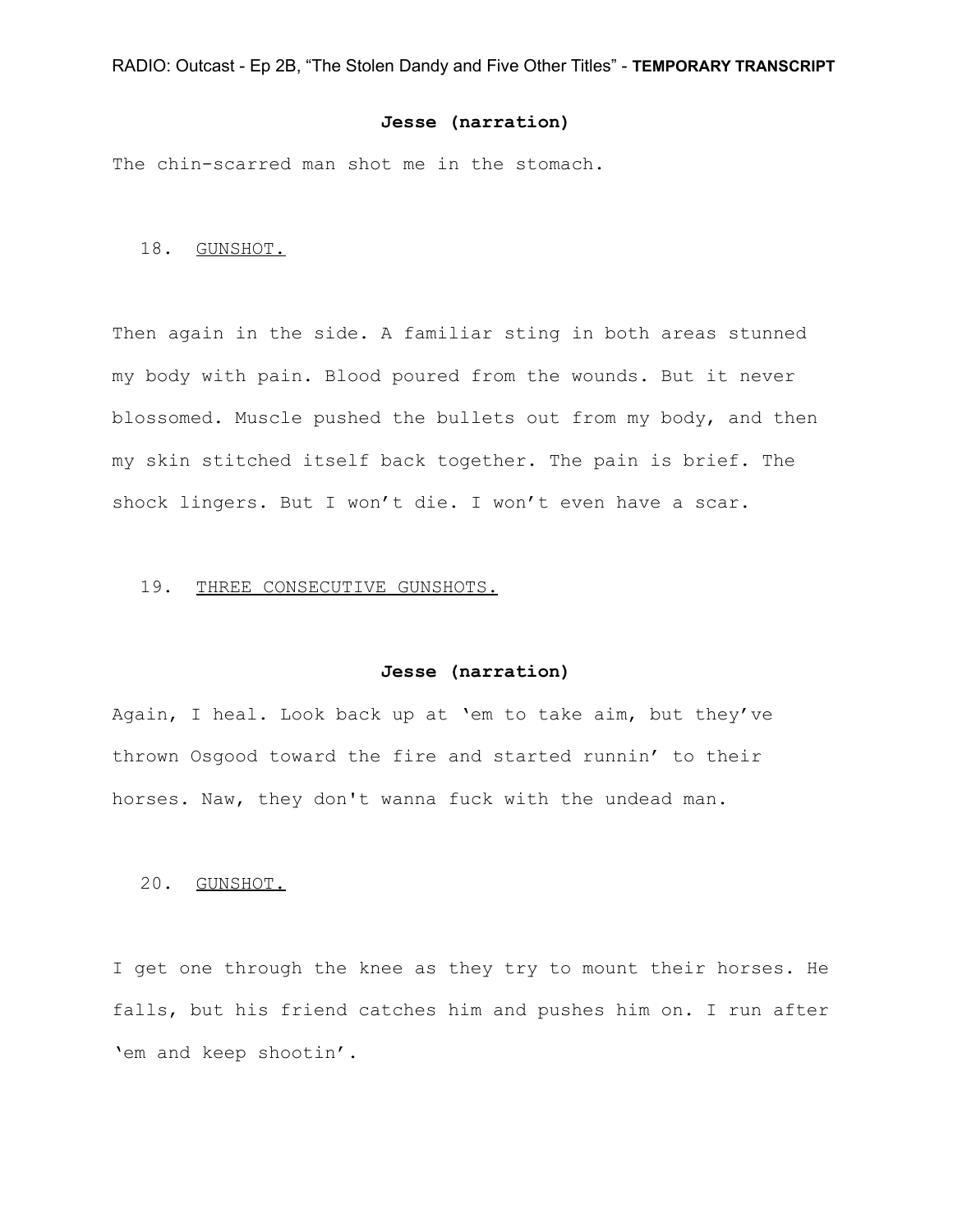**Jesse (narration)**

The chin-scarred man shot me in the stomach.

18. <u>GUNSHOT.</u>

Then again in the side. A familiar sting in both areas stunned my body with pain. Blood poured from the wounds. But it never blossomed. Muscle pushed the bullets out from my body, and then my skin stitched itself back together. The pain is brief. The shock lingers. But I won't die. I won't even have a scar.

19. <u>THREE CONSECUTIVE GUNSHOTS.</u>

**Jesse (narration)**

Again, I heal. Look back up at 'em to take aim, but they've thrown Osgood toward the fire and started runnin' to their horses. Naw, they don't wanna fuck with the undead man.

20. <u>GUNSHOT.</u>

I get one through the knee as they try to mount their horses. He falls, but his friend catches him and pushes him on. I run after 'em and keep shootin'.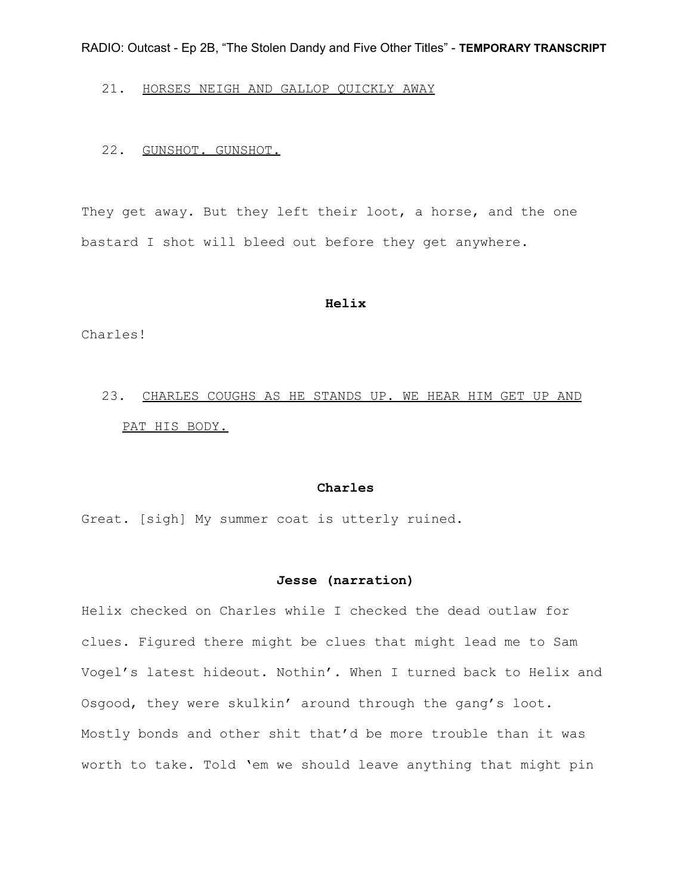21. <u>HORSES NEIGH AND GALLOP QUICKLY AWAY</u>

22. <u>GUNSHOT. GUNSHOT.</u>

They get away. But they left their loot, a horse, and the one bastard I shot will bleed out before they get anywhere.

**Helix**

Charles!

23. <u>CHARLES COUGHS AS HE STANDS UP. WE HEAR HIM GET UP AND PAT HIS BODY.</u>

**Charles**

Great. [sigh] My summer coat is utterly ruined.

**Jesse (narration)**

Helix checked on Charles while I checked the dead outlaw for clues. Figured there might be clues that might lead me to Sam Vogel's latest hideout. Nothin'. When I turned back to Helix and Osgood, they were skulkin' around through the gang's loot. Mostly bonds and other shit that'd be more trouble than it was worth to take. Told 'em we should leave anything that might pin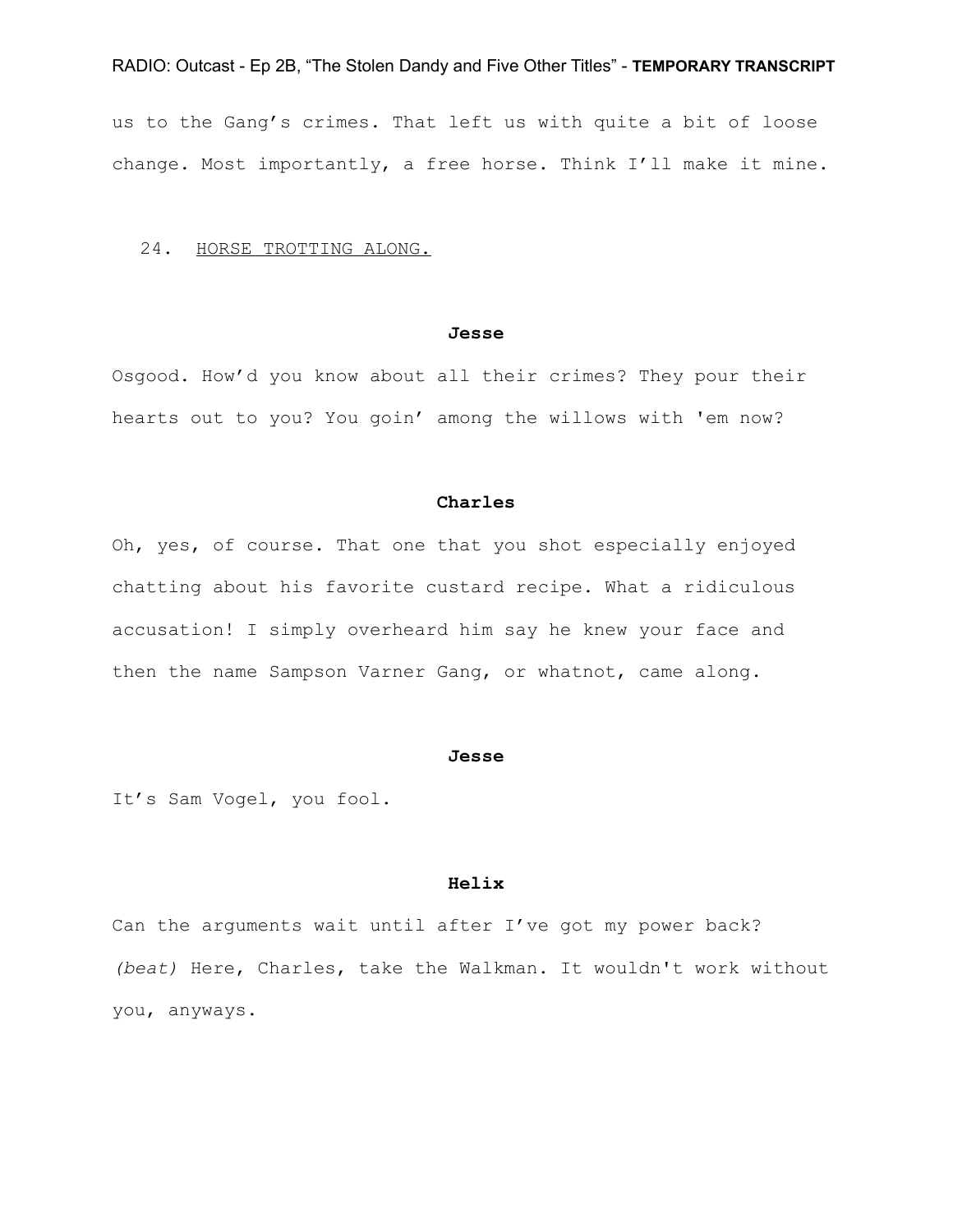us to the Gang's crimes. That left us with quite a bit of loose change. Most importantly, a free horse. Think I'll make it mine.

24. <u>HORSE TROTTING ALONG.</u>

**Jesse**

Osgood. How'd you know about all their crimes? They pour their hearts out to you? You goin' among the willows with 'em now?

**Charles**

Oh, yes, of course. That one that you shot especially enjoyed chatting about his favorite custard recipe. What a ridiculous accusation! I simply overheard him say he knew your face and then the name Sampson Varner Gang, or whatnot, came along.

**Jesse**

It's Sam Vogel, you fool.

**Helix**

Can the arguments wait until after I've got my power back? *(beat)* Here, Charles, take the Walkman. It wouldn't work without you, anyways.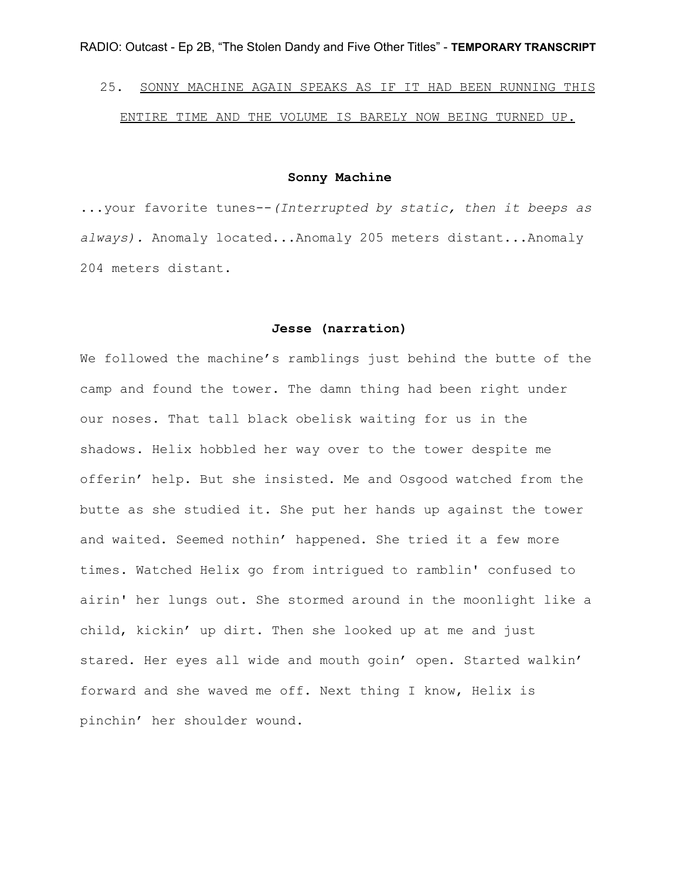25. <u>SONNY MACHINE AGAIN SPEAKS AS IF IT HAD BEEN RUNNING THIS ENTIRE TIME AND THE VOLUME IS BARELY NOW BEING TURNED UP.</u>

**Sonny Machine**

...your favorite tunes--*(Interrupted by static, then it beeps as always).* Anomaly located...Anomaly 205 meters distant...Anomaly 204 meters distant.

**Jesse (narration)**

We followed the machine's ramblings just behind the butte of the camp and found the tower. The damn thing had been right under our noses. That tall black obelisk waiting for us in the shadows. Helix hobbled her way over to the tower despite me offerin' help. But she insisted. Me and Osgood watched from the butte as she studied it. She put her hands up against the tower and waited. Seemed nothin' happened. She tried it a few more times. Watched Helix go from intrigued to ramblin' confused to airin' her lungs out. She stormed around in the moonlight like a child, kickin' up dirt. Then she looked up at me and just stared. Her eyes all wide and mouth goin' open. Started walkin' forward and she waved me off. Next thing I know, Helix is pinchin' her shoulder wound.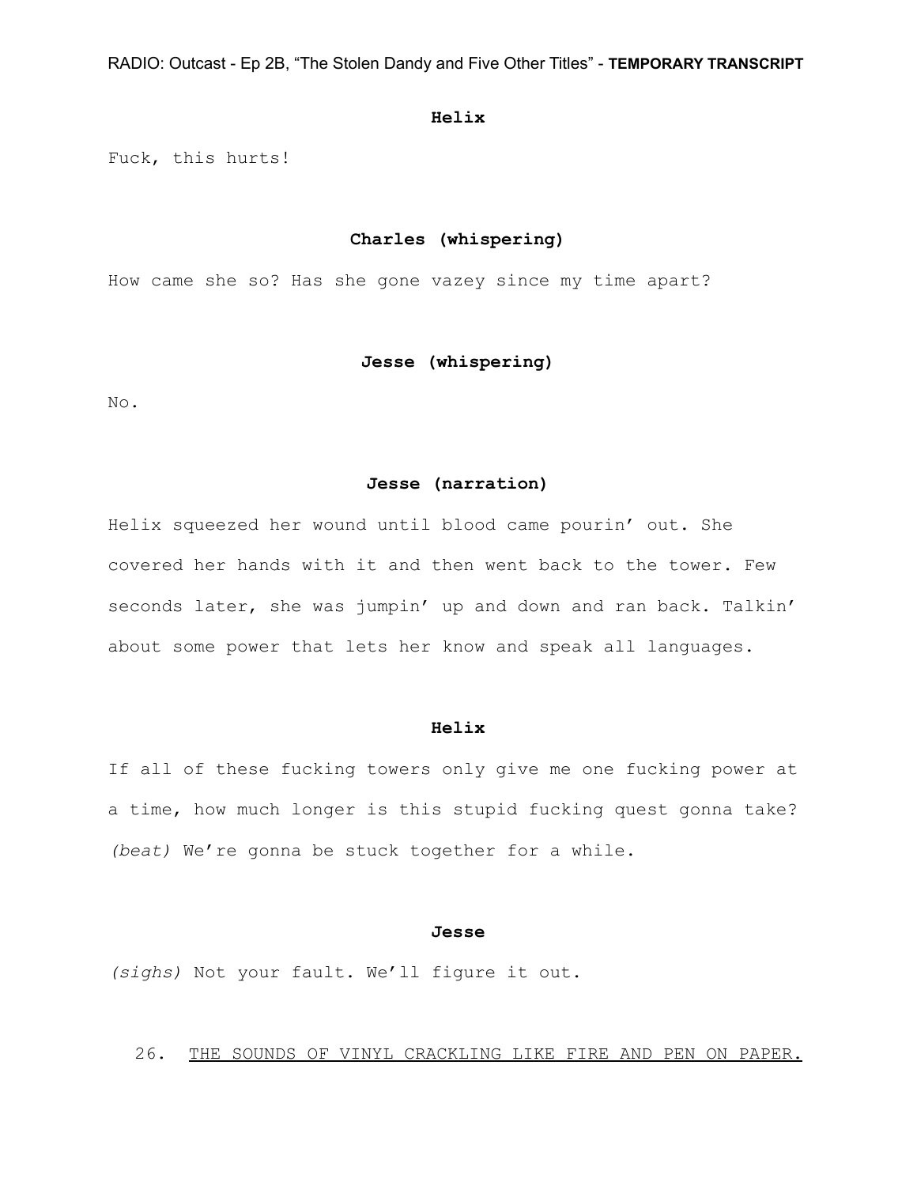**Helix**

Fuck, this hurts!

**Charles (whispering)**

How came she so? Has she gone vazey since my time apart?

**Jesse (whispering)**

No.

**Jesse (narration)**

Helix squeezed her wound until blood came pourin' out. She covered her hands with it and then went back to the tower. Few seconds later, she was jumpin' up and down and ran back. Talkin' about some power that lets her know and speak all languages.

**Helix**

If all of these fucking towers only give me one fucking power at a time, how much longer is this stupid fucking quest gonna take? *(beat)* We're gonna be stuck together for a while.

**Jesse**

*(sighs)* Not your fault. We'll figure it out.

26. <u>THE SOUNDS OF VINYL CRACKLING LIKE FIRE AND PEN ON PAPER.</u>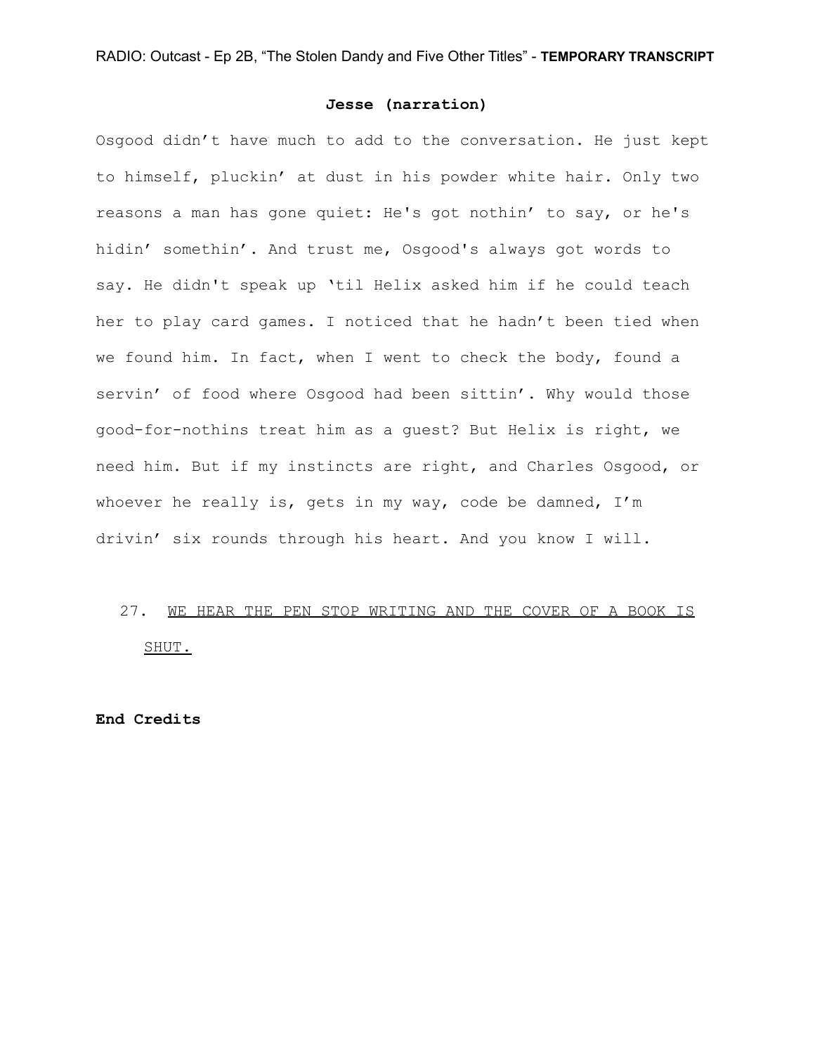**Jesse (narration)**

Osgood didn’t have much to add to the conversation. He just kept to himself, pluckin’ at dust in his powder white hair. Only two reasons a man has gone quiet: He's got nothin’ to say, or he's hidin’ somethin’. And trust me, Osgood's always got words to say. He didn't speak up ‘til Helix asked him if he could teach her to play card games. I noticed that he hadn’t been tied when we found him. In fact, when I went to check the body, found a servin’ of food where Osgood had been sittin’. Why would those good-for-nothins treat him as a guest? But Helix is right, we need him. But if my instincts are right, and Charles Osgood, or whoever he really is, gets in my way, code be damned, I’m drivin’ six rounds through his heart. And you know I will.

27. <u>WE HEAR THE PEN STOP WRITING AND THE COVER OF A BOOK IS SHUT.</u>

**End Credits**